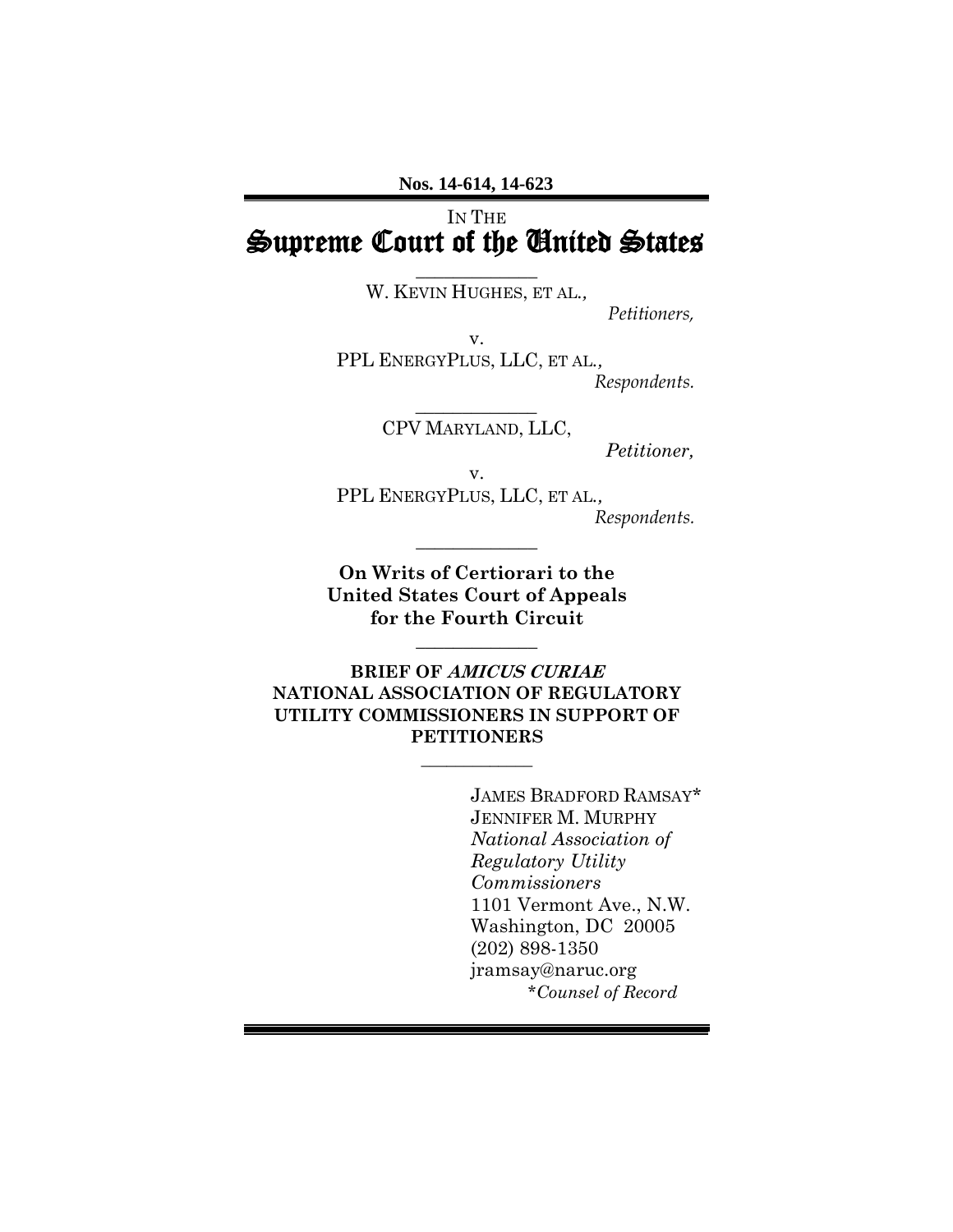**Nos. 14-614, 14-623**

IN THE
# Supreme Court of the United States

W. KEVIN HUGHES, ET AL.,
*Petitioners,*

v.

PPL ENERGYPLUS, LLC, ET AL.,
*Respondents.*

CPV MARYLAND, LLC,
*Petitioner,*

v.

PPL ENERGYPLUS, LLC, ET AL.,
*Respondents.*

**On Writs of Certiorari to the United States Court of Appeals for the Fourth Circuit**

**BRIEF OF *AMICUS CURIAE* NATIONAL ASSOCIATION OF REGULATORY UTILITY COMMISSIONERS IN SUPPORT OF PETITIONERS**

JAMES BRADFORD RAMSAY*
JENNIFER M. MURPHY
*National Association of Regulatory Utility Commissioners*
1101 Vermont Ave., N.W.
Washington, DC 20005
(202) 898-1350
jramsay@naruc.org
\**Counsel of Record*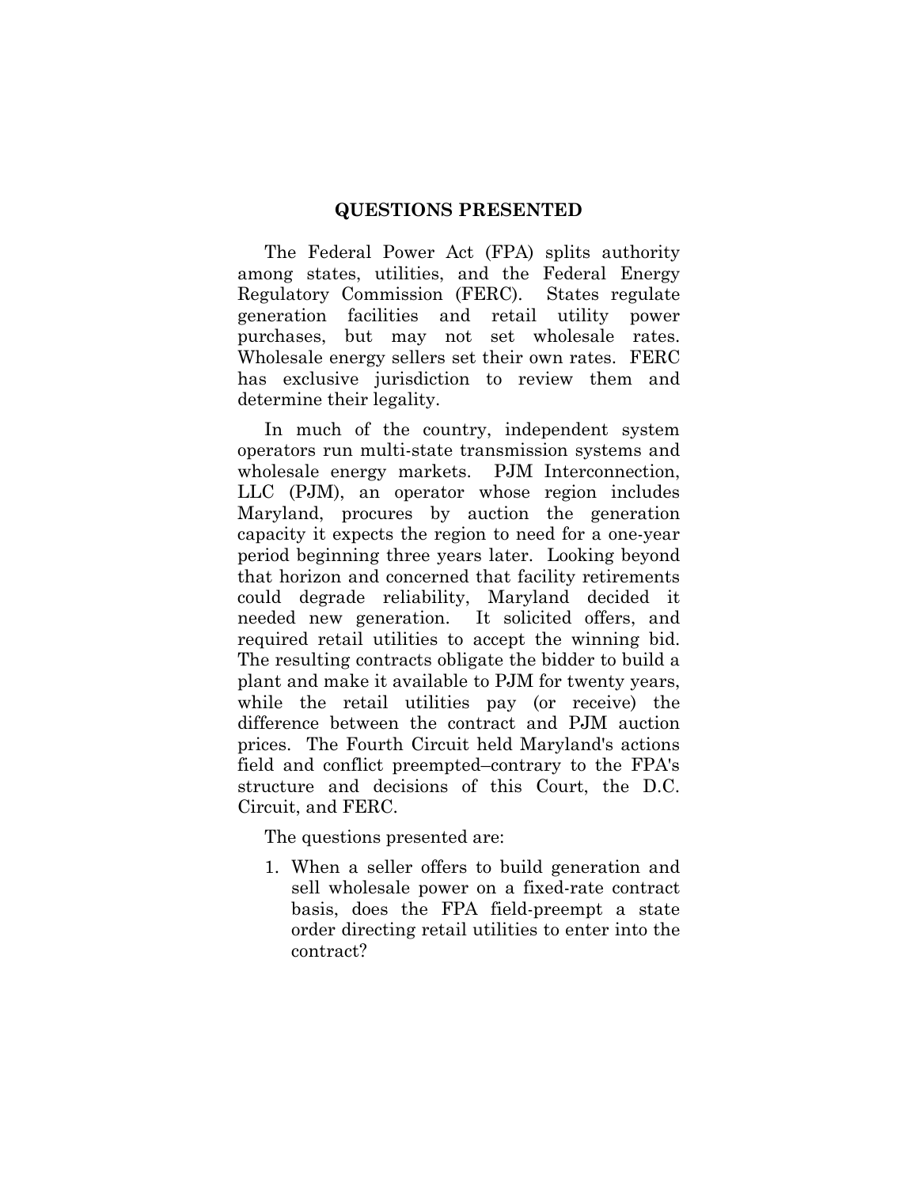## QUESTIONS PRESENTED

The Federal Power Act (FPA) splits authority among states, utilities, and the Federal Energy Regulatory Commission (FERC). States regulate generation facilities and retail utility power purchases, but may not set wholesale rates. Wholesale energy sellers set their own rates. FERC has exclusive jurisdiction to review them and determine their legality.

In much of the country, independent system operators run multi-state transmission systems and wholesale energy markets. PJM Interconnection, LLC (PJM), an operator whose region includes Maryland, procures by auction the generation capacity it expects the region to need for a one-year period beginning three years later. Looking beyond that horizon and concerned that facility retirements could degrade reliability, Maryland decided it needed new generation. It solicited offers, and required retail utilities to accept the winning bid. The resulting contracts obligate the bidder to build a plant and make it available to PJM for twenty years, while the retail utilities pay (or receive) the difference between the contract and PJM auction prices. The Fourth Circuit held Maryland's actions field and conflict preempted–contrary to the FPA's structure and decisions of this Court, the D.C. Circuit, and FERC.

The questions presented are:

1. When a seller offers to build generation and sell wholesale power on a fixed-rate contract basis, does the FPA field-preempt a state order directing retail utilities to enter into the contract?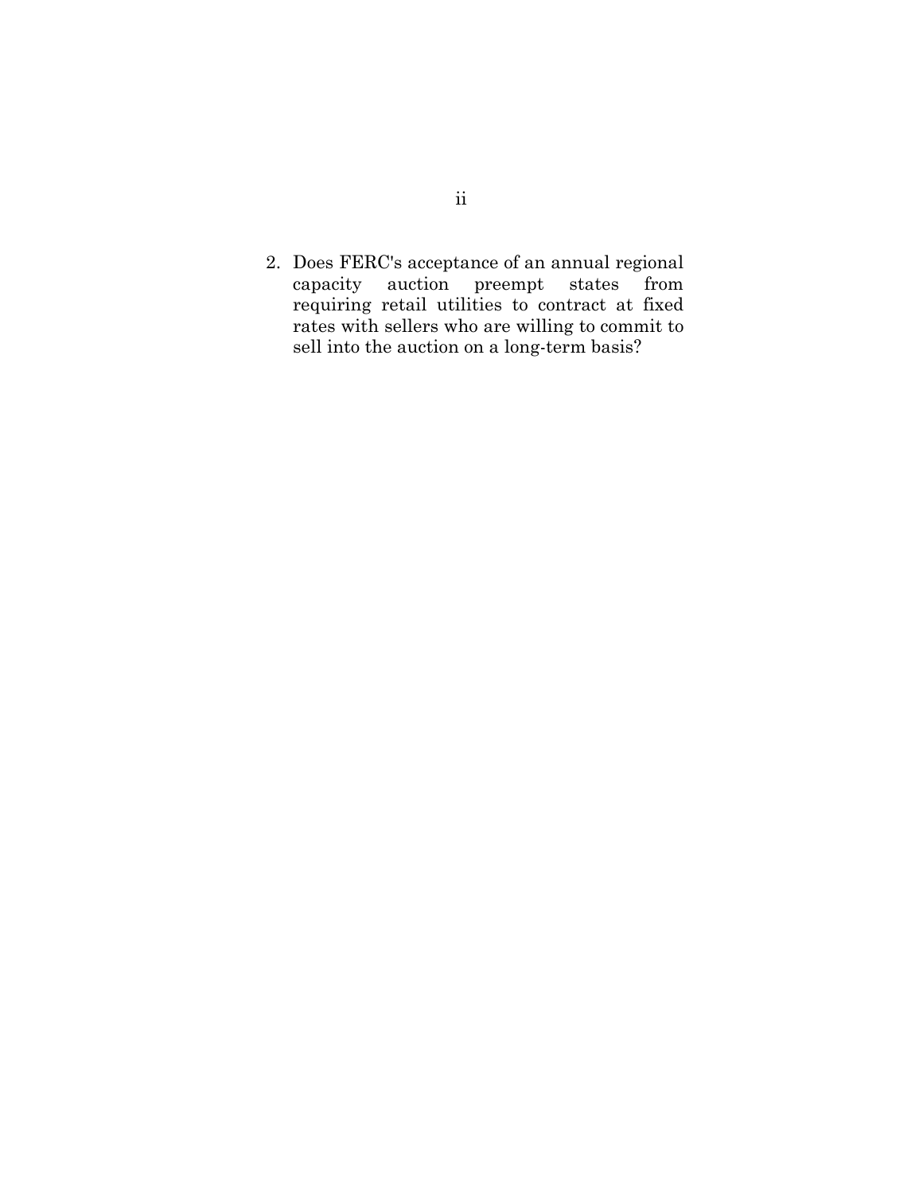2. Does FERC's acceptance of an annual regional capacity auction preempt states from requiring retail utilities to contract at fixed rates with sellers who are willing to commit to sell into the auction on a long-term basis?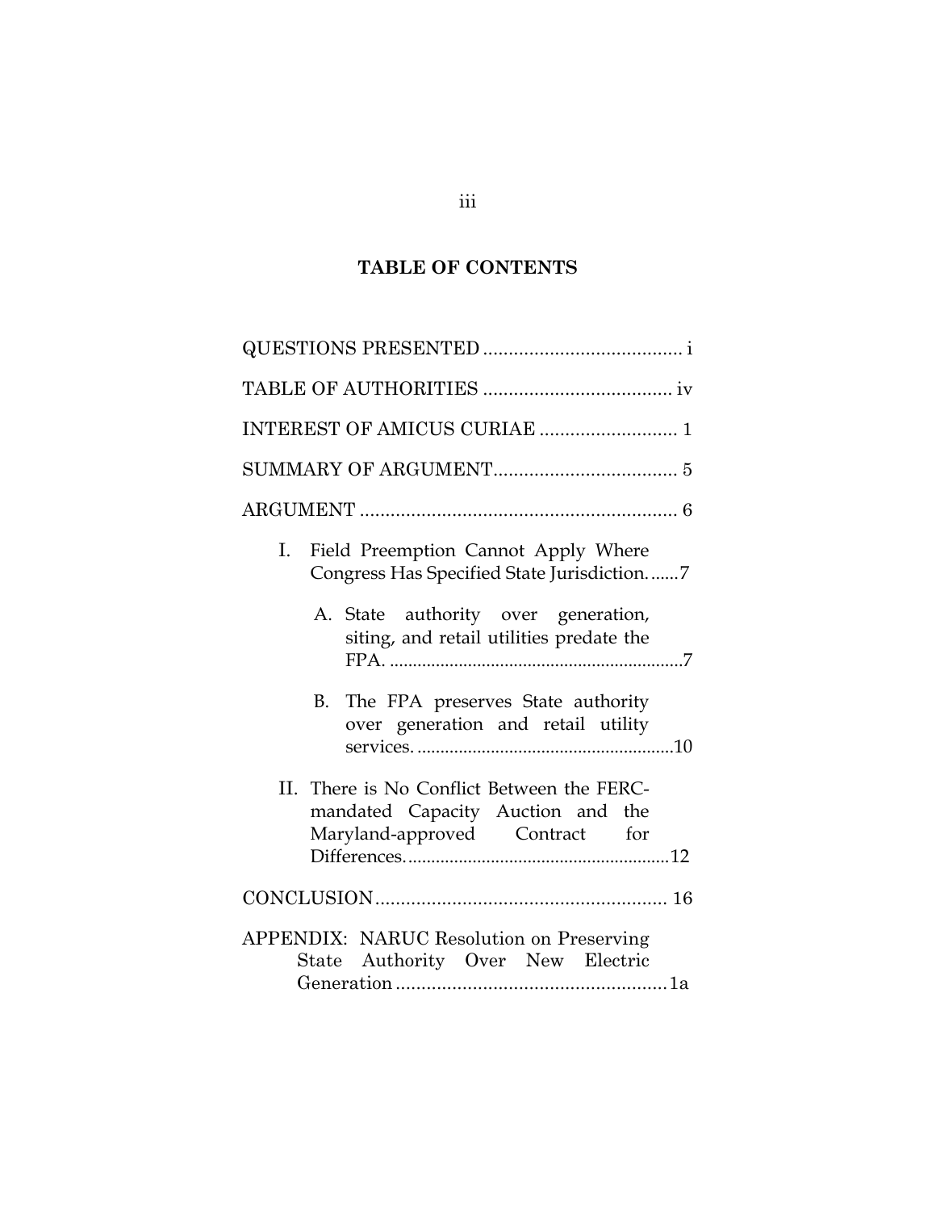## TABLE OF CONTENTS

QUESTIONS PRESENTED ...................................... i

TABLE OF AUTHORITIES .................................... iv

INTEREST OF AMICUS CURIAE .......................... 1

SUMMARY OF ARGUMENT.................................. 5

ARGUMENT .............................................................. 6

- I. Field Preemption Cannot Apply Where Congress Has Specified State Jurisdiction. ......7
  - A. State authority over generation, siting, and retail utilities predate the FPA. ................................................................7
  - B. The FPA preserves State authority over generation and retail utility services. ........................................................10
- II. There is No Conflict Between the FERC-mandated Capacity Auction and the Maryland-approved Contract for Differences. ........................................................12

CONCLUSION......................................................... 16

APPENDIX: NARUC Resolution on Preserving State Authority Over New Electric Generation ......................................................1a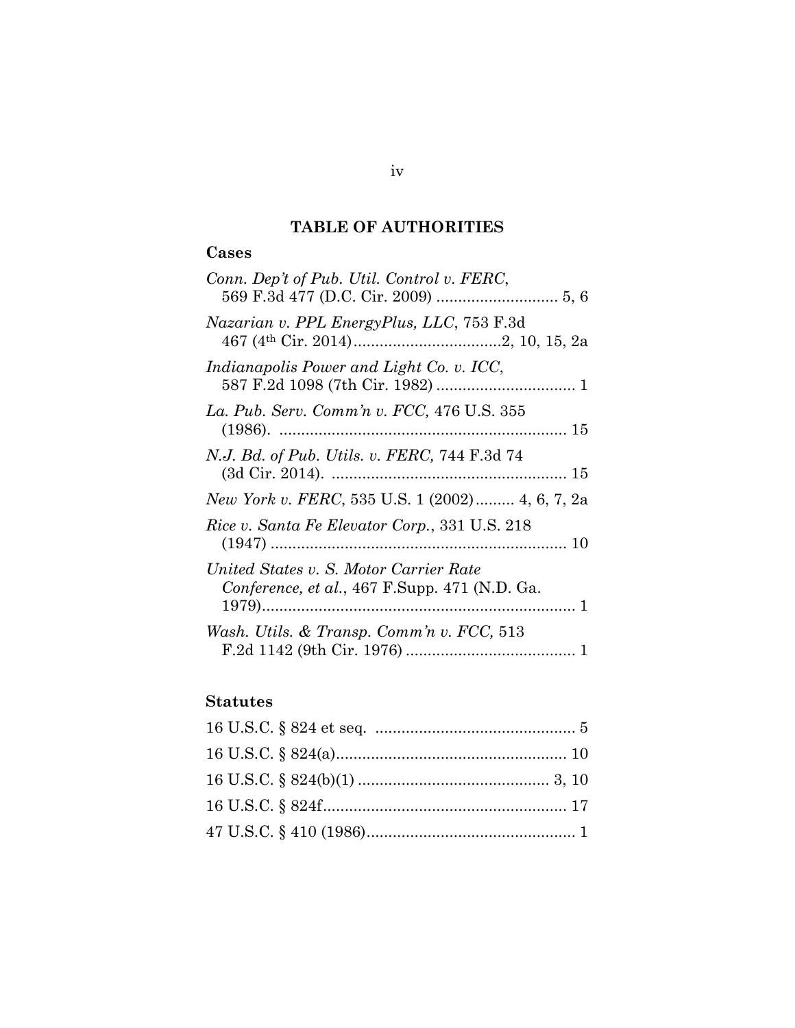# TABLE OF AUTHORITIES

## Cases

*Conn. Dep't of Pub. Util. Control v. FERC*, 569 F.3d 477 (D.C. Cir. 2009) ............................ 5, 6

*Nazarian v. PPL EnergyPlus, LLC*, 753 F.3d 467 (4th Cir. 2014)..................................2, 10, 15, 2a

*Indianapolis Power and Light Co. v. ICC*, 587 F.2d 1098 (7th Cir. 1982) ................................ 1

*La. Pub. Serv. Comm'n v. FCC,* 476 U.S. 355 (1986). .................................................................. 15

*N.J. Bd. of Pub. Utils. v. FERC,* 744 F.3d 74 (3d Cir. 2014). ...................................................... 15

*New York v. FERC*, 535 U.S. 1 (2002)......... 4, 6, 7, 2a

*Rice v. Santa Fe Elevator Corp.*, 331 U.S. 218 (1947) .................................................................... 10

*United States v. S. Motor Carrier Rate Conference, et al.*, 467 F.Supp. 471 (N.D. Ga. 1979)....................................................................... 1

*Wash. Utils. & Transp. Comm'n v. FCC,* 513 F.2d 1142 (9th Cir. 1976) ....................................... 1

## Statutes

16 U.S.C. § 824 et seq. .............................................. 5

16 U.S.C. § 824(a)..................................................... 10

16 U.S.C. § 824(b)(1) ............................................ 3, 10

16 U.S.C. § 824f........................................................ 17

47 U.S.C. § 410 (1986)................................................ 1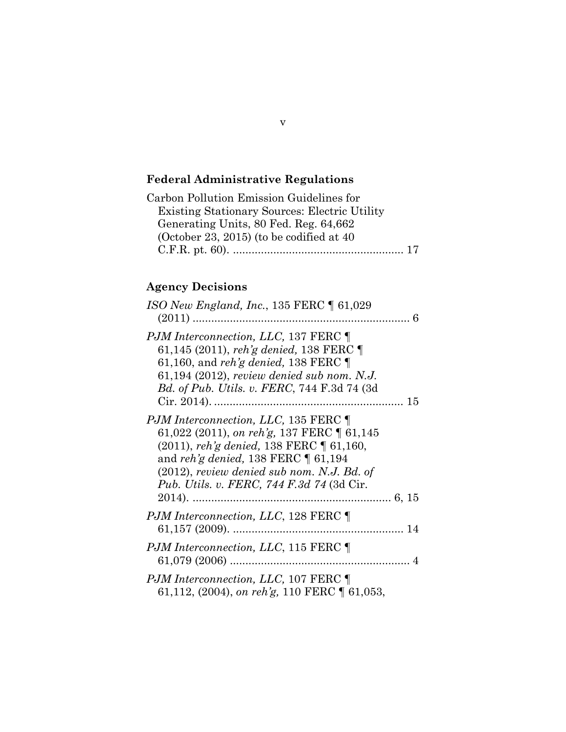## Federal Administrative Regulations

Carbon Pollution Emission Guidelines for Existing Stationary Sources: Electric Utility Generating Units, 80 Fed. Reg. 64,662 (October 23, 2015) (to be codified at 40 C.F.R. pt. 60). ....................................................... 17

## Agency Decisions

*ISO New England, Inc.*, 135 FERC ¶ 61,029 (2011) ...................................................................... 6

*PJM Interconnection, LLC,* 137 FERC ¶ 61,145 (2011), *reh'g denied,* 138 FERC ¶ 61,160, and *reh'g denied,* 138 FERC ¶ 61,194 (2012), *review denied sub nom. N.J. Bd. of Pub. Utils. v. FERC*, 744 F.3d 74 (3d Cir. 2014). ............................................................ 15

*PJM Interconnection, LLC,* 135 FERC ¶ 61,022 (2011), *on reh'g,* 137 FERC ¶ 61,145 (2011), *reh'g denied,* 138 FERC ¶ 61,160, and *reh'g denied,* 138 FERC ¶ 61,194 (2012), *review denied sub nom. N.J. Bd. of Pub. Utils. v. FERC, 744 F.3d 74* (3d Cir. 2014). ................................................................ 6, 15

*PJM Interconnection, LLC*, 128 FERC ¶ 61,157 (2009). ....................................................... 14

*PJM Interconnection, LLC*, 115 FERC ¶ 61,079 (2006) .......................................................... 4

*PJM Interconnection, LLC,* 107 FERC ¶ 61,112, (2004), *on reh'g,* 110 FERC ¶ 61,053,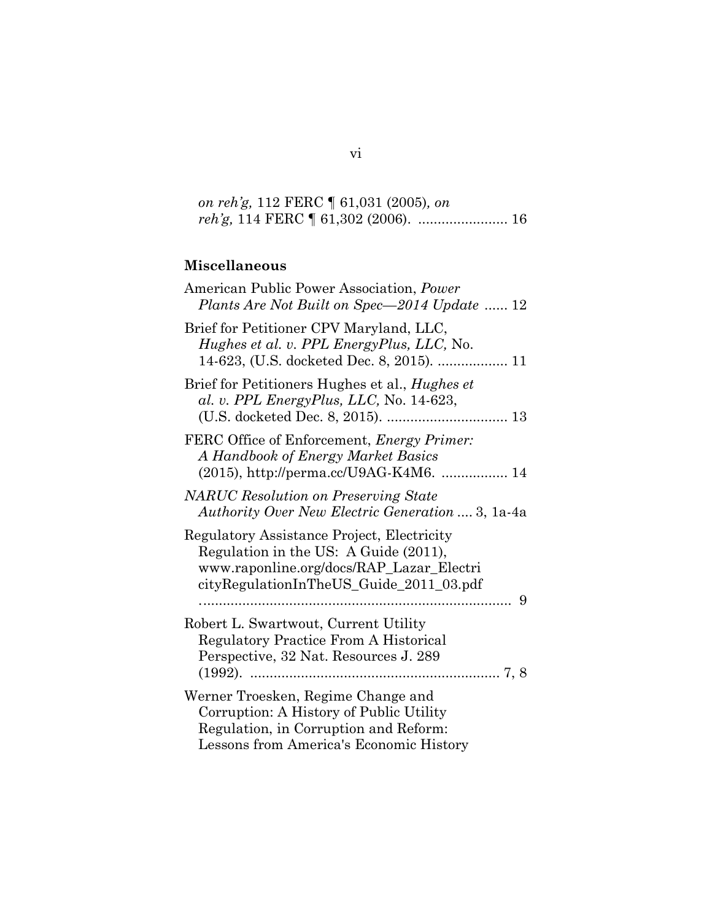*on reh'g,* 112 FERC ¶ 61,031 (2005)*, on reh'g,* 114 FERC ¶ 61,302 (2006). ....................... 16

**Miscellaneous**

American Public Power Association, *Power Plants Are Not Built on Spec—2014 Update* ...... 12

Brief for Petitioner CPV Maryland, LLC, *Hughes et al. v. PPL EnergyPlus, LLC,* No. 14-623, (U.S. docketed Dec. 8, 2015). .................. 11

Brief for Petitioners Hughes et al., *Hughes et al. v. PPL EnergyPlus, LLC,* No. 14-623, (U.S. docketed Dec. 8, 2015). ............................... 13

FERC Office of Enforcement, *Energy Primer: A Handbook of Energy Market Basics* (2015), http://perma.cc/U9AG-K4M6. ................. 14

*NARUC Resolution on Preserving State Authority Over New Electric Generation* .... 3, 1a-4a

Regulatory Assistance Project, Electricity Regulation in the US: A Guide (2011), www.raponline.org/docs/RAP_Lazar_ElectricityRegulationInTheUS_Guide_2011_03.pdf ............................................................................... 9

Robert L. Swartwout, Current Utility Regulatory Practice From A Historical Perspective, 32 Nat. Resources J. 289 (1992). ................................................................ 7, 8

Werner Troesken, Regime Change and Corruption: A History of Public Utility Regulation, in Corruption and Reform: Lessons from America's Economic History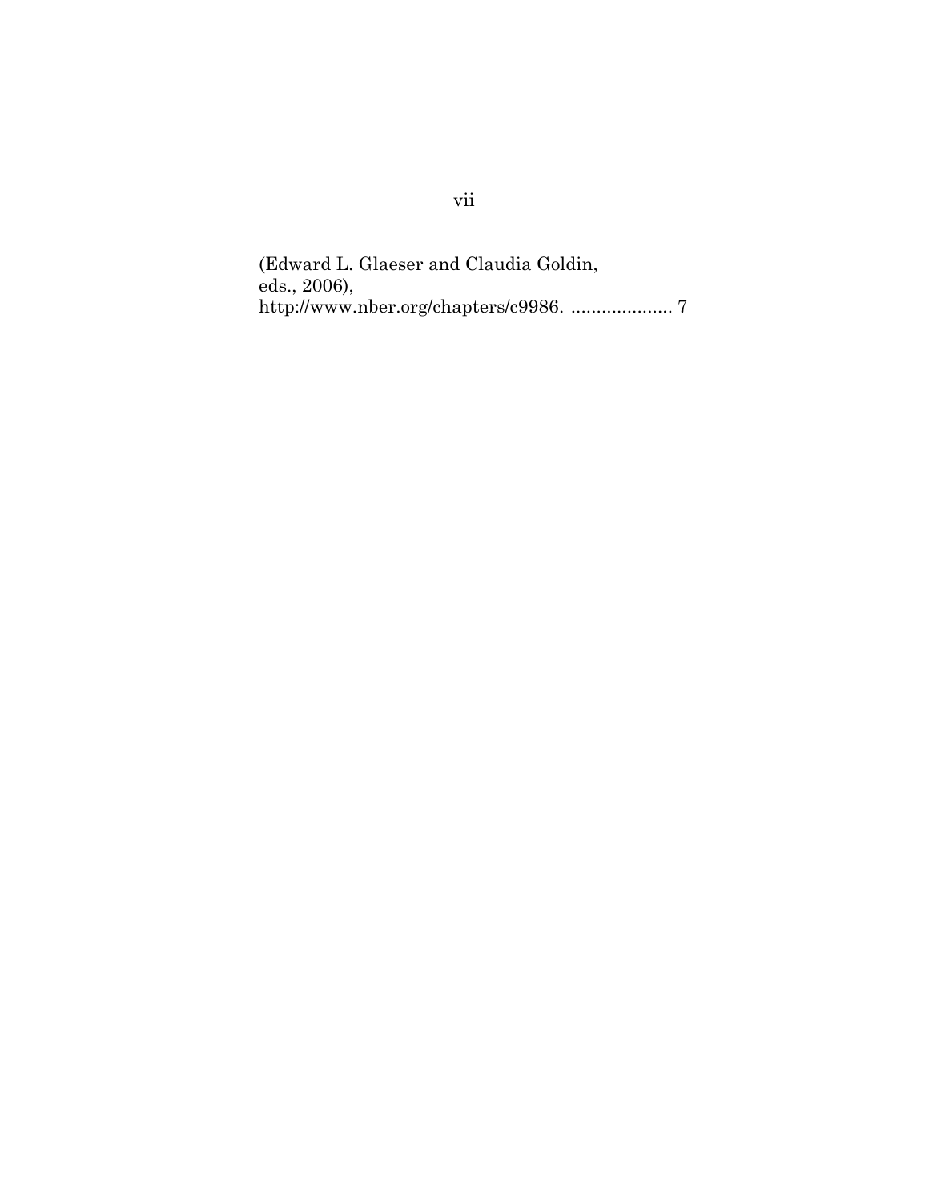(Edward L. Glaeser and Claudia Goldin, eds., 2006), http://www.nber.org/chapters/c9986. .................... 7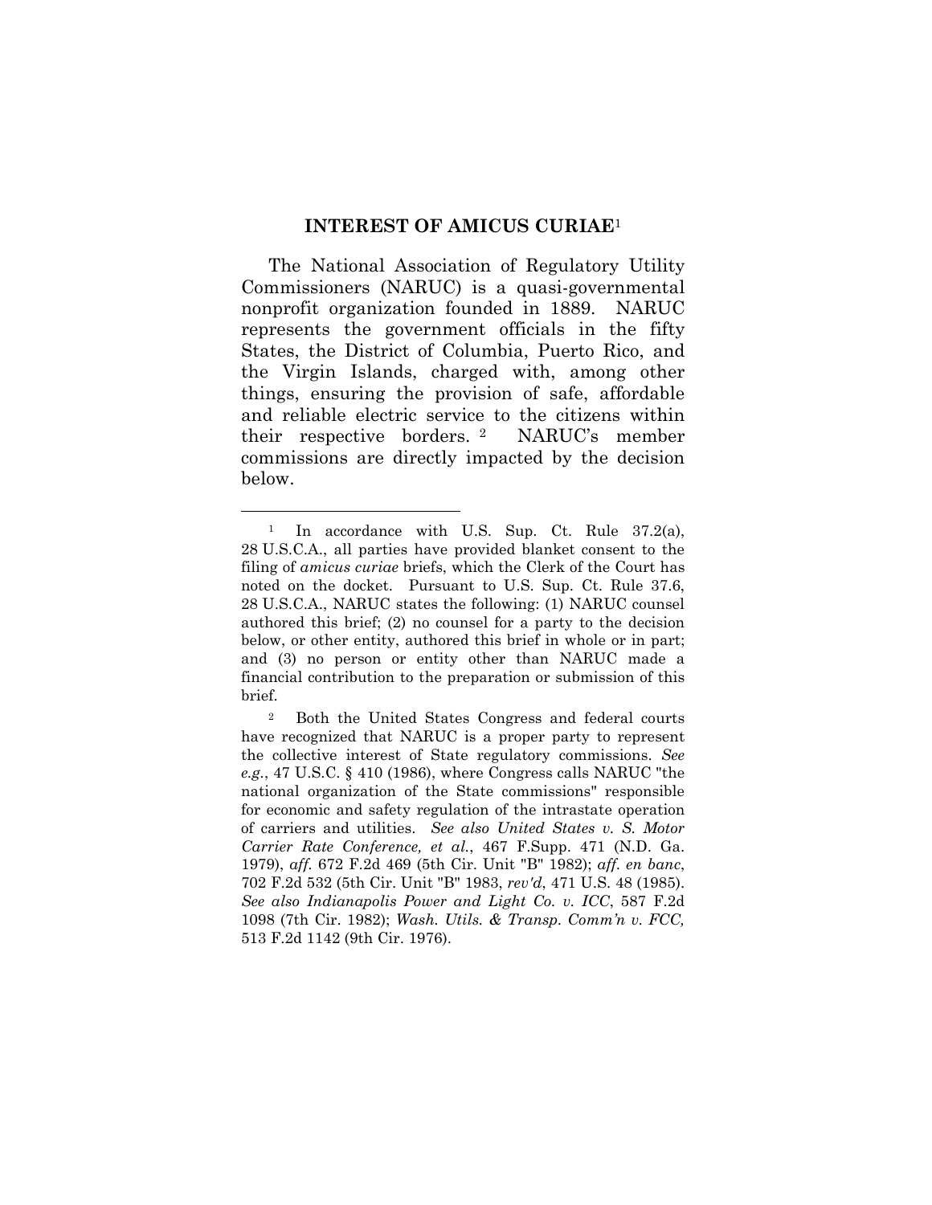## INTEREST OF AMICUS CURIAE[1]

The National Association of Regulatory Utility Commissioners (NARUC) is a quasi-governmental nonprofit organization founded in 1889. NARUC represents the government officials in the fifty States, the District of Columbia, Puerto Rico, and the Virgin Islands, charged with, among other things, ensuring the provision of safe, affordable and reliable electric service to the citizens within their respective borders.[2] NARUC's member commissions are directly impacted by the decision below.

---

[1] In accordance with U.S. Sup. Ct. Rule 37.2(a), 28 U.S.C.A., all parties have provided blanket consent to the filing of *amicus curiae* briefs, which the Clerk of the Court has noted on the docket. Pursuant to U.S. Sup. Ct. Rule 37.6, 28 U.S.C.A., NARUC states the following: (1) NARUC counsel authored this brief; (2) no counsel for a party to the decision below, or other entity, authored this brief in whole or in part; and (3) no person or entity other than NARUC made a financial contribution to the preparation or submission of this brief.

[2] Both the United States Congress and federal courts have recognized that NARUC is a proper party to represent the collective interest of State regulatory commissions. *See e.g.*, 47 U.S.C. § 410 (1986), where Congress calls NARUC "the national organization of the State commissions" responsible for economic and safety regulation of the intrastate operation of carriers and utilities. *See also United States v. S. Motor Carrier Rate Conference, et al.*, 467 F.Supp. 471 (N.D. Ga. 1979), *aff.* 672 F.2d 469 (5th Cir. Unit "B" 1982); *aff. en banc*, 702 F.2d 532 (5th Cir. Unit "B" 1983, *rev'd*, 471 U.S. 48 (1985). *See also Indianapolis Power and Light Co. v. ICC*, 587 F.2d 1098 (7th Cir. 1982); *Wash. Utils. & Transp. Comm'n v. FCC,* 513 F.2d 1142 (9th Cir. 1976).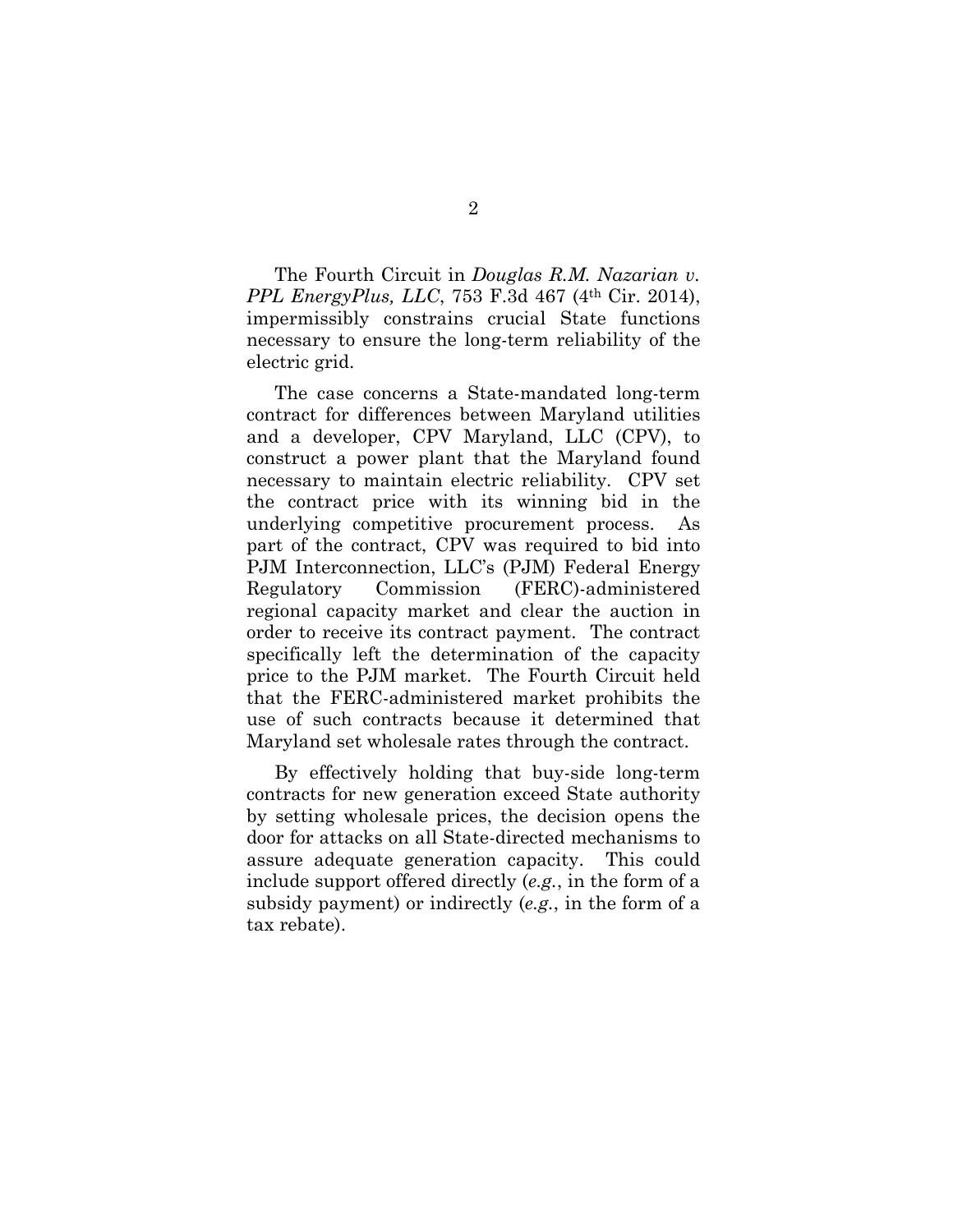The Fourth Circuit in *Douglas R.M. Nazarian v. PPL EnergyPlus, LLC*, 753 F.3d 467 (4th Cir. 2014), impermissibly constrains crucial State functions necessary to ensure the long-term reliability of the electric grid.

The case concerns a State-mandated long-term contract for differences between Maryland utilities and a developer, CPV Maryland, LLC (CPV), to construct a power plant that the Maryland found necessary to maintain electric reliability. CPV set the contract price with its winning bid in the underlying competitive procurement process. As part of the contract, CPV was required to bid into PJM Interconnection, LLC's (PJM) Federal Energy Regulatory Commission (FERC)-administered regional capacity market and clear the auction in order to receive its contract payment. The contract specifically left the determination of the capacity price to the PJM market. The Fourth Circuit held that the FERC-administered market prohibits the use of such contracts because it determined that Maryland set wholesale rates through the contract.

By effectively holding that buy-side long-term contracts for new generation exceed State authority by setting wholesale prices, the decision opens the door for attacks on all State-directed mechanisms to assure adequate generation capacity. This could include support offered directly (*e.g.*, in the form of a subsidy payment) or indirectly (*e.g.*, in the form of a tax rebate).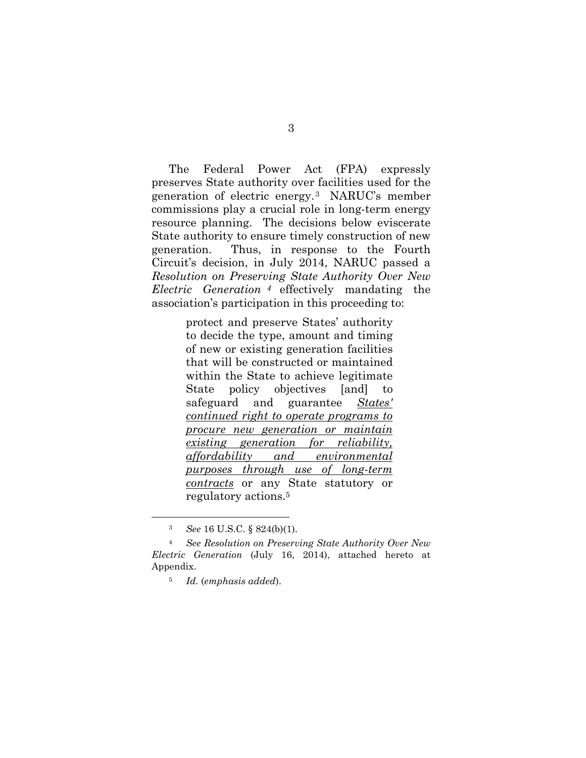The Federal Power Act (FPA) expressly preserves State authority over facilities used for the generation of electric energy.[3] NARUC's member commissions play a crucial role in long-term energy resource planning. The decisions below eviscerate State authority to ensure timely construction of new generation. Thus, in response to the Fourth Circuit's decision, in July 2014, NARUC passed a *Resolution on Preserving State Authority Over New Electric Generation* [4] effectively mandating the association's participation in this proceeding to:

> protect and preserve States' authority to decide the type, amount and timing of new or existing generation facilities that will be constructed or maintained within the State to achieve legitimate State policy objectives [and] to safeguard and guarantee <u>*States' continued right to operate programs to procure new generation or maintain existing generation for reliability, affordability and environmental purposes through use of long-term contracts*</u> or any State statutory or regulatory actions.[5]

---

[3] *See* 16 U.S.C. § 824(b)(1).

[4] *See Resolution on Preserving State Authority Over New Electric Generation* (July 16, 2014), attached hereto at Appendix.

[5] *Id.* (*emphasis added*).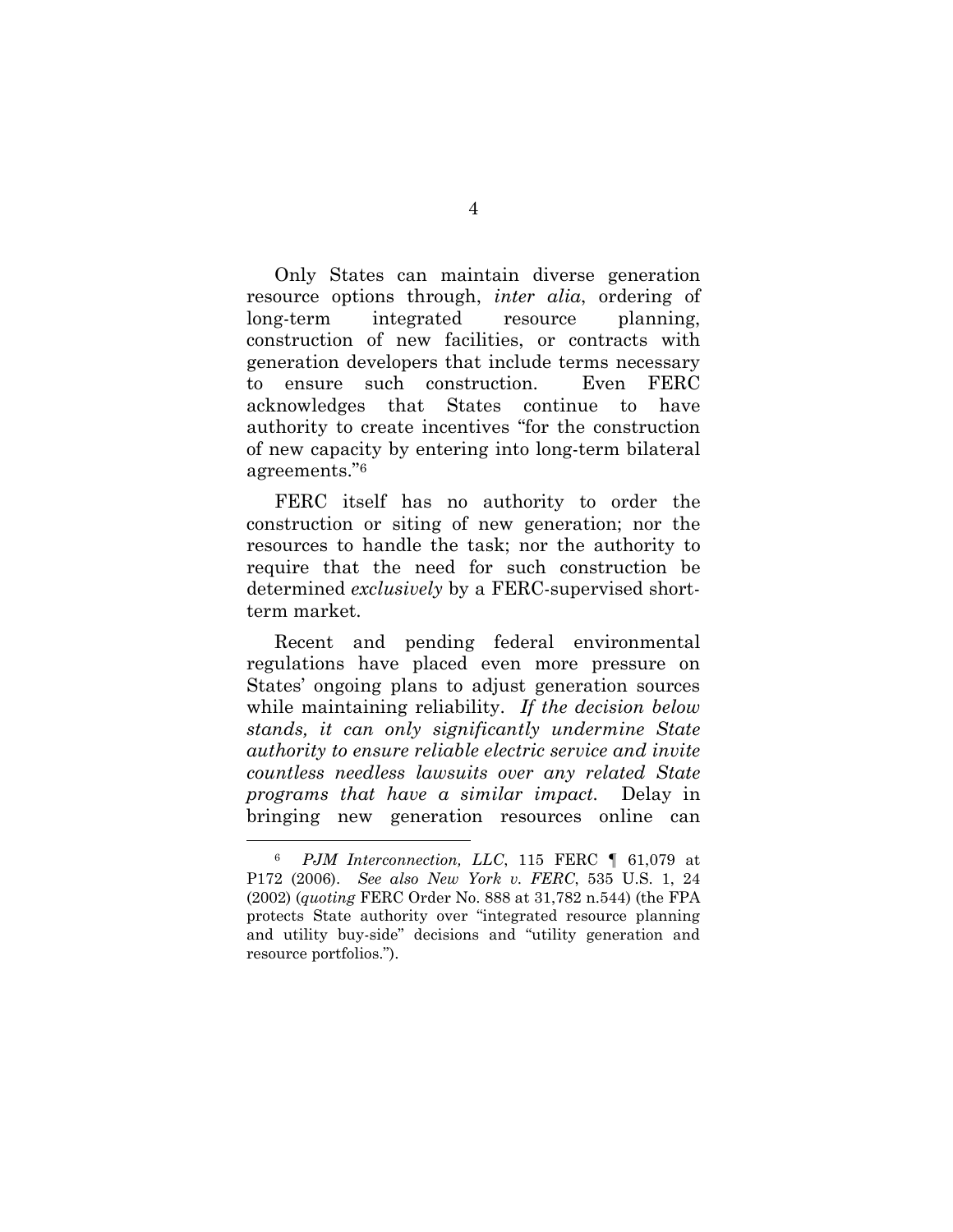Only States can maintain diverse generation resource options through, *inter alia*, ordering of long-term integrated resource planning, construction of new facilities, or contracts with generation developers that include terms necessary to ensure such construction. Even FERC acknowledges that States continue to have authority to create incentives "for the construction of new capacity by entering into long-term bilateral agreements."[6]

FERC itself has no authority to order the construction or siting of new generation; nor the resources to handle the task; nor the authority to require that the need for such construction be determined *exclusively* by a FERC-supervised short-term market.

Recent and pending federal environmental regulations have placed even more pressure on States' ongoing plans to adjust generation sources while maintaining reliability. *If the decision below stands, it can only significantly undermine State authority to ensure reliable electric service and invite countless needless lawsuits over any related State programs that have a similar impact.* Delay in bringing new generation resources online can

---

[6] *PJM Interconnection, LLC*, 115 FERC ¶ 61,079 at P172 (2006). *See also New York v. FERC*, 535 U.S. 1, 24 (2002) (*quoting* FERC Order No. 888 at 31,782 n.544) (the FPA protects State authority over "integrated resource planning and utility buy-side" decisions and "utility generation and resource portfolios.").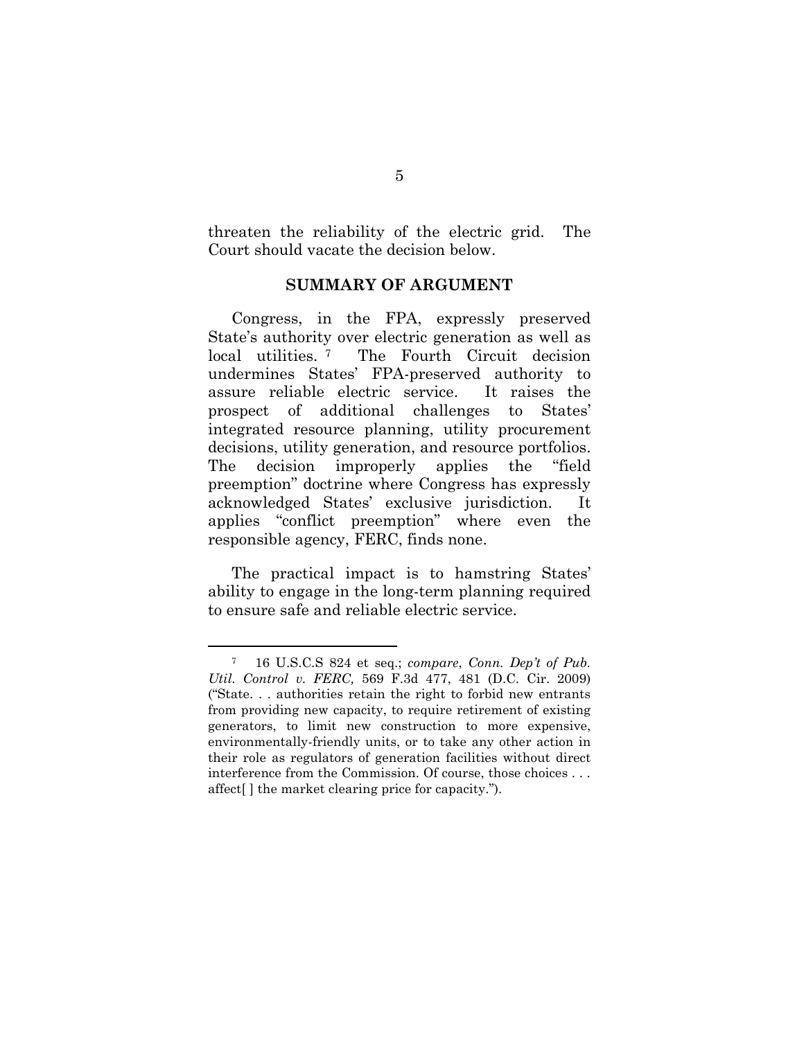threaten the reliability of the electric grid. The Court should vacate the decision below.

## SUMMARY OF ARGUMENT

Congress, in the FPA, expressly preserved State's authority over electric generation as well as local utilities.[7] The Fourth Circuit decision undermines States' FPA-preserved authority to assure reliable electric service. It raises the prospect of additional challenges to States' integrated resource planning, utility procurement decisions, utility generation, and resource portfolios. The decision improperly applies the "field preemption" doctrine where Congress has expressly acknowledged States' exclusive jurisdiction. It applies "conflict preemption" where even the responsible agency, FERC, finds none.

The practical impact is to hamstring States' ability to engage in the long-term planning required to ensure safe and reliable electric service.

---

[7] 16 U.S.C.S 824 et seq.; *compare*, *Conn. Dep't of Pub. Util. Control v. FERC,* 569 F.3d 477, 481 (D.C. Cir. 2009) ("State. . . authorities retain the right to forbid new entrants from providing new capacity, to require retirement of existing generators, to limit new construction to more expensive, environmentally-friendly units, or to take any other action in their role as regulators of generation facilities without direct interference from the Commission. Of course, those choices . . . affect[ ] the market clearing price for capacity.").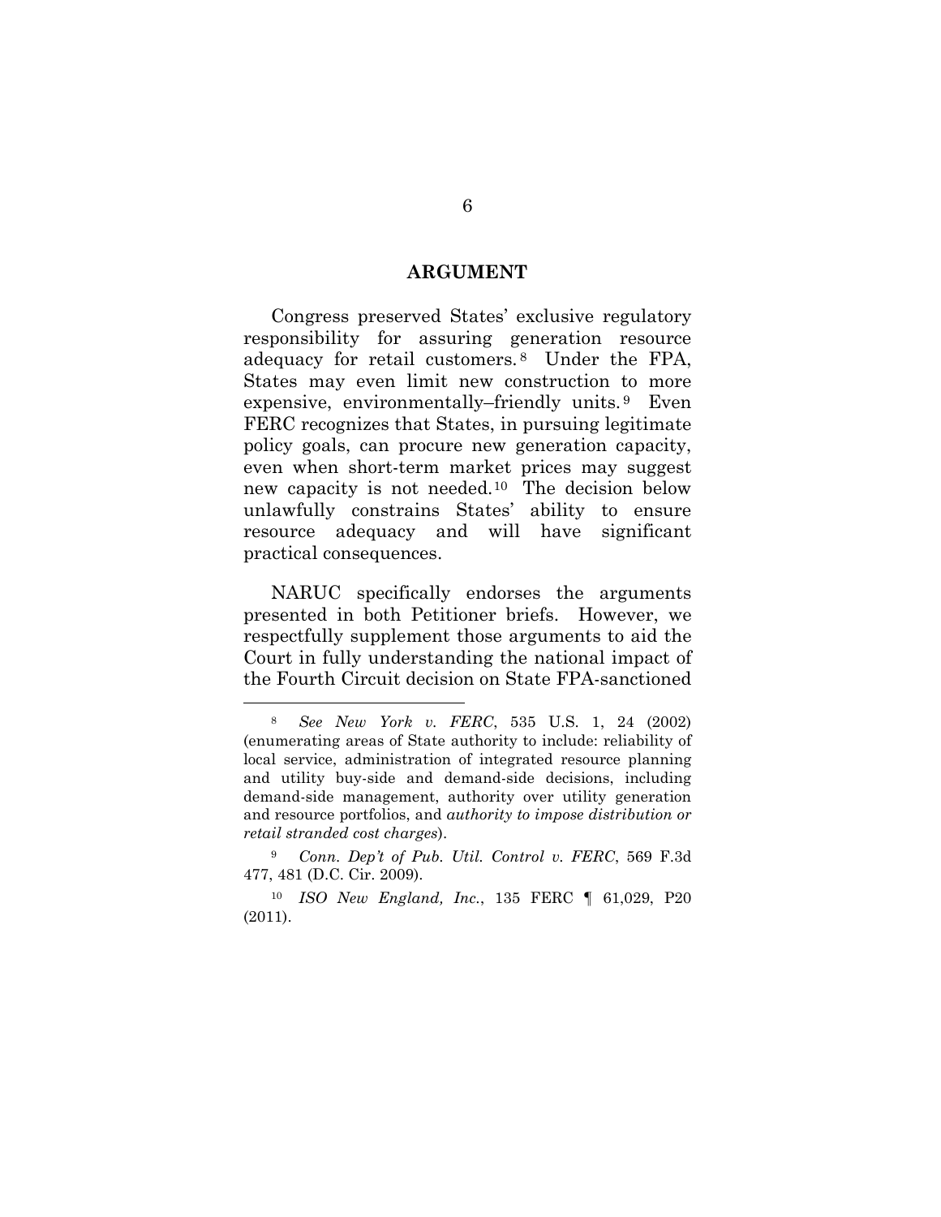## ARGUMENT

Congress preserved States' exclusive regulatory responsibility for assuring generation resource adequacy for retail customers.[8] Under the FPA, States may even limit new construction to more expensive, environmentally–friendly units.[9] Even FERC recognizes that States, in pursuing legitimate policy goals, can procure new generation capacity, even when short-term market prices may suggest new capacity is not needed.[10] The decision below unlawfully constrains States' ability to ensure resource adequacy and will have significant practical consequences.

NARUC specifically endorses the arguments presented in both Petitioner briefs. However, we respectfully supplement those arguments to aid the Court in fully understanding the national impact of the Fourth Circuit decision on State FPA-sanctioned

---

[8] *See New York v. FERC*, 535 U.S. 1, 24 (2002) (enumerating areas of State authority to include: reliability of local service, administration of integrated resource planning and utility buy-side and demand-side decisions, including demand-side management, authority over utility generation and resource portfolios, and *authority to impose distribution or retail stranded cost charges*).

[9] *Conn. Dep't of Pub. Util. Control v. FERC*, 569 F.3d 477, 481 (D.C. Cir. 2009).

[10] *ISO New England, Inc.*, 135 FERC ¶ 61,029, P20 (2011).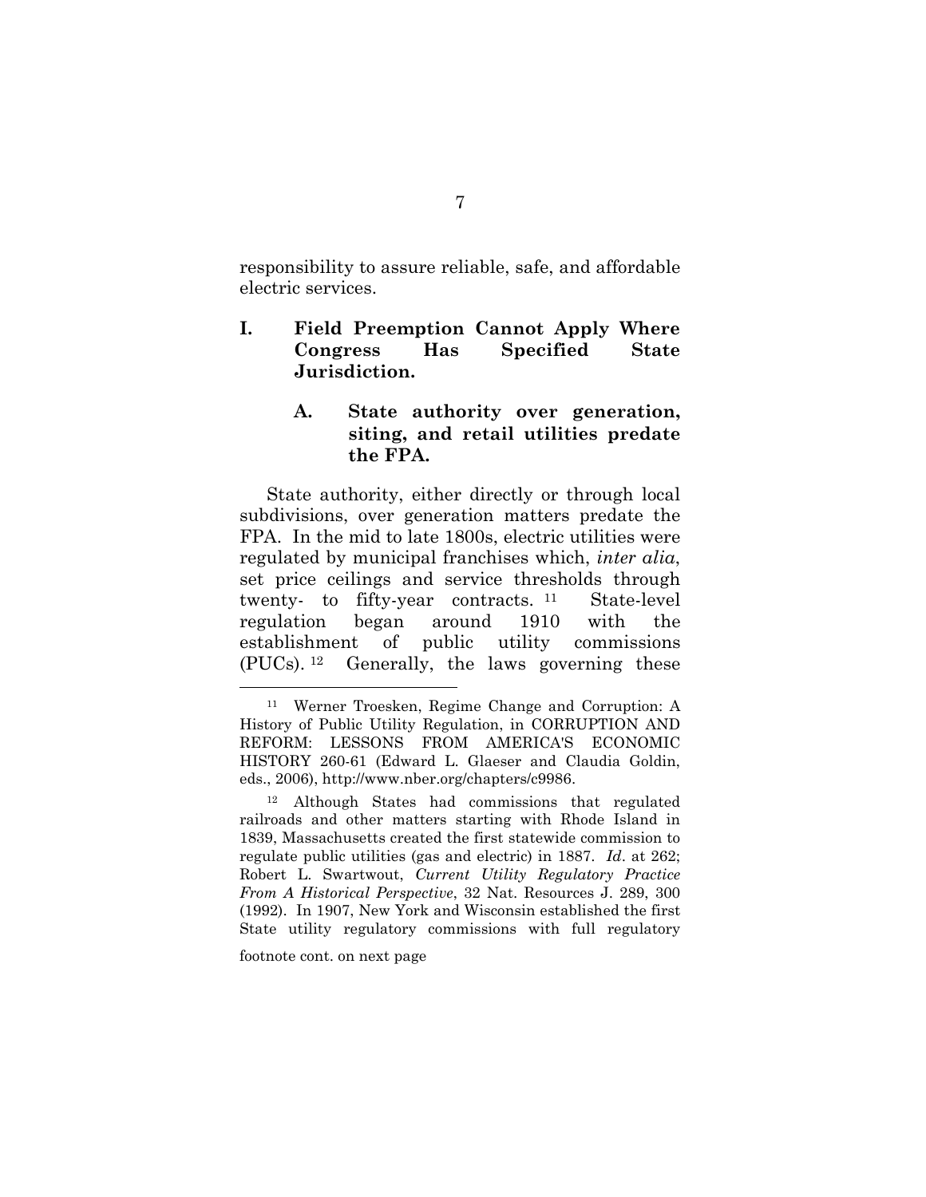responsibility to assure reliable, safe, and affordable electric services.

## I. Field Preemption Cannot Apply Where Congress Has Specified State Jurisdiction.

### A. State authority over generation, siting, and retail utilities predate the FPA.

State authority, either directly or through local subdivisions, over generation matters predate the FPA. In the mid to late 1800s, electric utilities were regulated by municipal franchises which, *inter alia*, set price ceilings and service thresholds through twenty- to fifty-year contracts.[11] State-level regulation began around 1910 with the establishment of public utility commissions (PUCs).[12] Generally, the laws governing these

---

[11] Werner Troesken, Regime Change and Corruption: A History of Public Utility Regulation, in CORRUPTION AND REFORM: LESSONS FROM AMERICA'S ECONOMIC HISTORY 260-61 (Edward L. Glaeser and Claudia Goldin, eds., 2006), http://www.nber.org/chapters/c9986.

[12] Although States had commissions that regulated railroads and other matters starting with Rhode Island in 1839, Massachusetts created the first statewide commission to regulate public utilities (gas and electric) in 1887. *Id*. at 262; Robert L. Swartwout, *Current Utility Regulatory Practice From A Historical Perspective*, 32 Nat. Resources J. 289, 300 (1992). In 1907, New York and Wisconsin established the first State utility regulatory commissions with full regulatory

footnote cont. on next page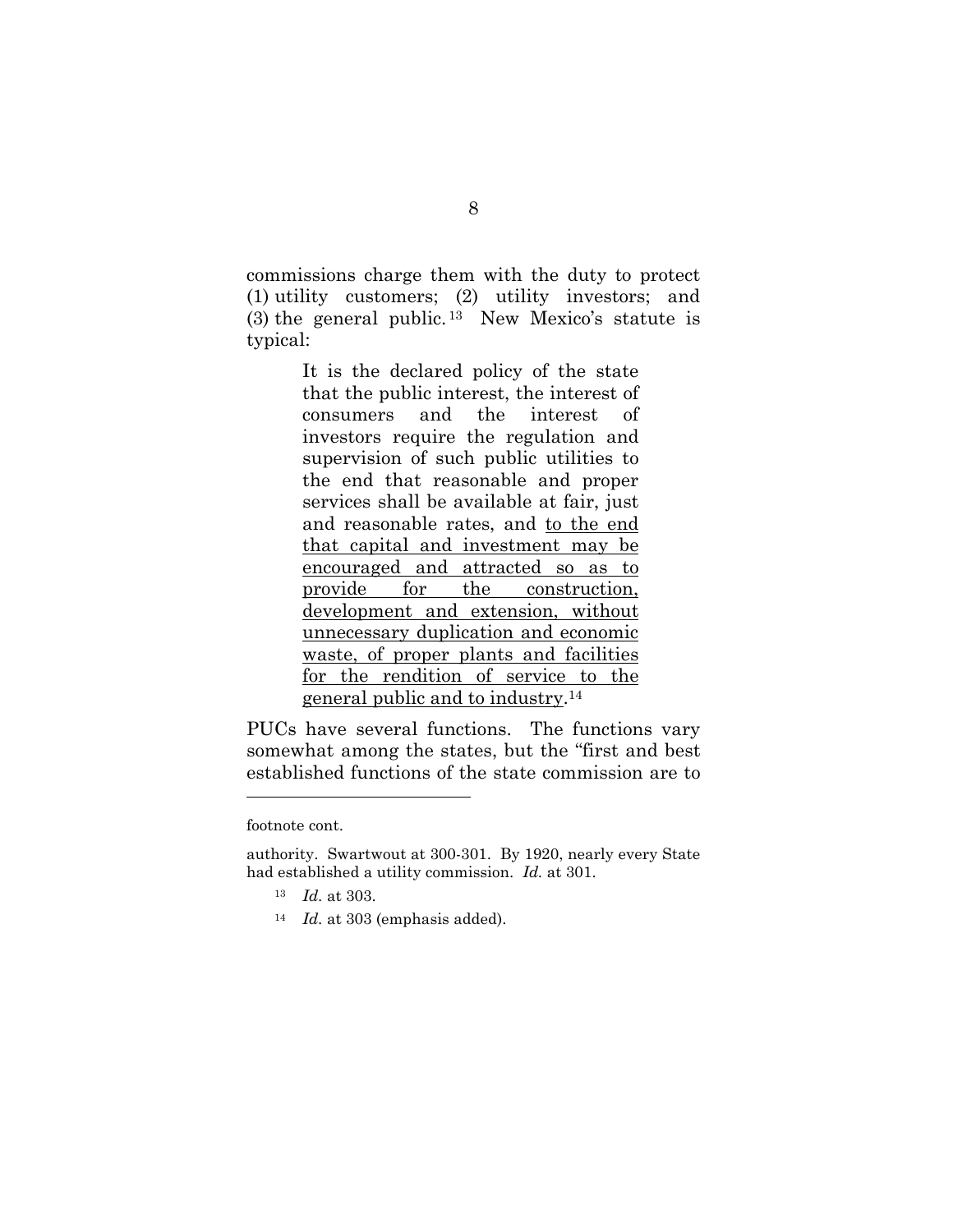commissions charge them with the duty to protect (1) utility customers; (2) utility investors; and (3) the general public.[13] New Mexico's statute is typical:

> It is the declared policy of the state that the public interest, the interest of consumers and the interest of investors require the regulation and supervision of such public utilities to the end that reasonable and proper services shall be available at fair, just and reasonable rates, and <u>to the end that capital and investment may be encouraged and attracted so as to provide for the construction, development and extension, without unnecessary duplication and economic waste, of proper plants and facilities for the rendition of service to the general public and to industry</u>.[14]

PUCs have several functions. The functions vary somewhat among the states, but the "first and best established functions of the state commission are to

---

footnote cont.

authority. Swartwout at 300-301. By 1920, nearly every State had established a utility commission. *Id.* at 301.

[13] *Id.* at 303.

[14] *Id.* at 303 (emphasis added).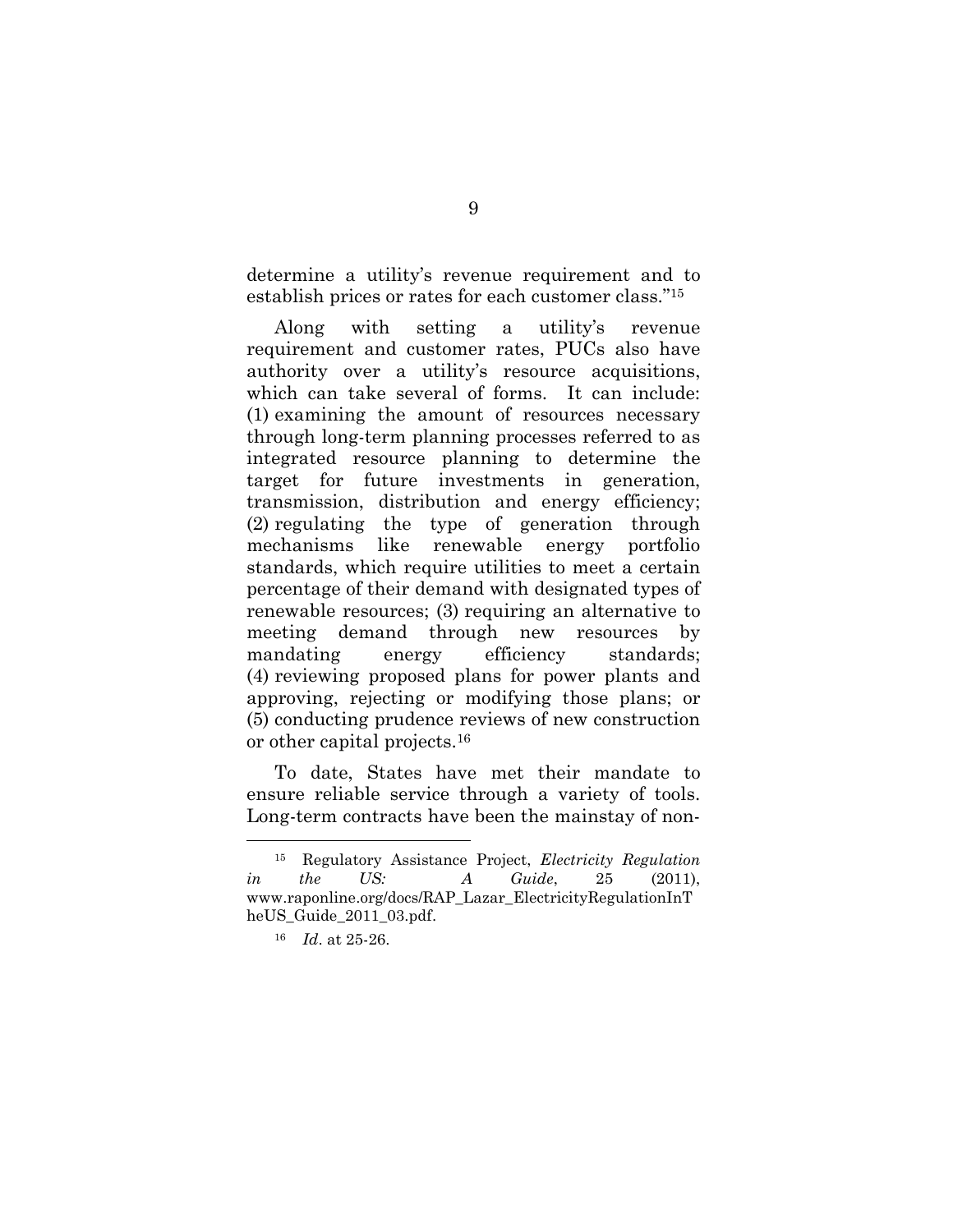determine a utility's revenue requirement and to establish prices or rates for each customer class."[15]

Along with setting a utility's revenue requirement and customer rates, PUCs also have authority over a utility's resource acquisitions, which can take several of forms. It can include: (1) examining the amount of resources necessary through long-term planning processes referred to as integrated resource planning to determine the target for future investments in generation, transmission, distribution and energy efficiency; (2) regulating the type of generation through mechanisms like renewable energy portfolio standards, which require utilities to meet a certain percentage of their demand with designated types of renewable resources; (3) requiring an alternative to meeting demand through new resources by mandating energy efficiency standards; (4) reviewing proposed plans for power plants and approving, rejecting or modifying those plans; or (5) conducting prudence reviews of new construction or other capital projects.[16]

To date, States have met their mandate to ensure reliable service through a variety of tools. Long-term contracts have been the mainstay of non-

---

[15] Regulatory Assistance Project, *Electricity Regulation in the US: A Guide*, 25 (2011), www.raponline.org/docs/RAP_Lazar_ElectricityRegulationInTheUS_Guide_2011_03.pdf.

[16] *Id*. at 25-26.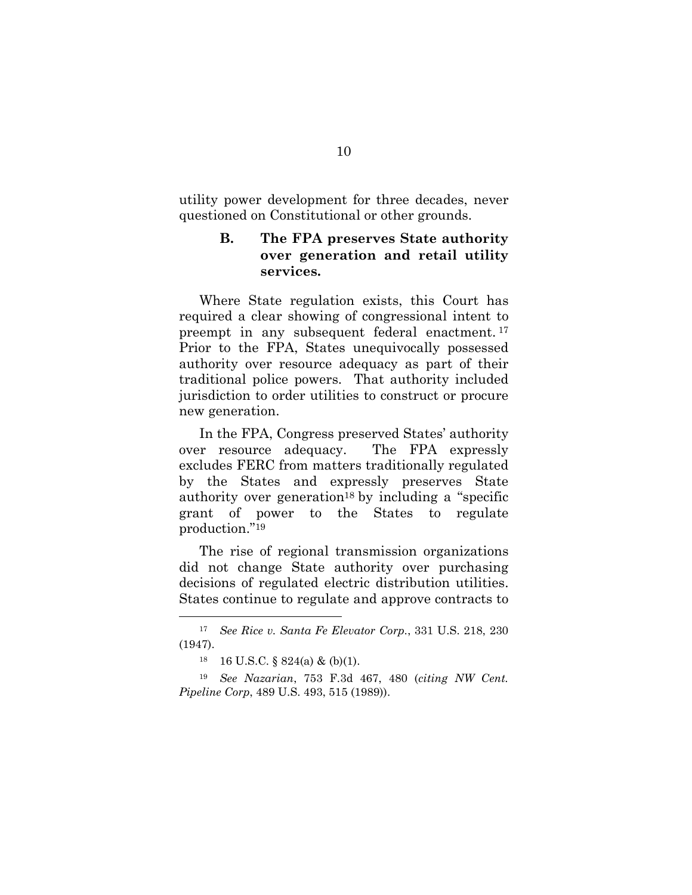utility power development for three decades, never questioned on Constitutional or other grounds.

### B. The FPA preserves State authority over generation and retail utility services.

Where State regulation exists, this Court has required a clear showing of congressional intent to preempt in any subsequent federal enactment.[17] Prior to the FPA, States unequivocally possessed authority over resource adequacy as part of their traditional police powers. That authority included jurisdiction to order utilities to construct or procure new generation.

In the FPA, Congress preserved States' authority over resource adequacy. The FPA expressly excludes FERC from matters traditionally regulated by the States and expressly preserves State authority over generation[18] by including a "specific grant of power to the States to regulate production."[19]

The rise of regional transmission organizations did not change State authority over purchasing decisions of regulated electric distribution utilities. States continue to regulate and approve contracts to

---

[17] *See Rice v. Santa Fe Elevator Corp.*, 331 U.S. 218, 230 (1947).

[18] 16 U.S.C. § 824(a) & (b)(1).

[19] *See Nazarian*, 753 F.3d 467, 480 (*citing NW Cent. Pipeline Corp*, 489 U.S. 493, 515 (1989)).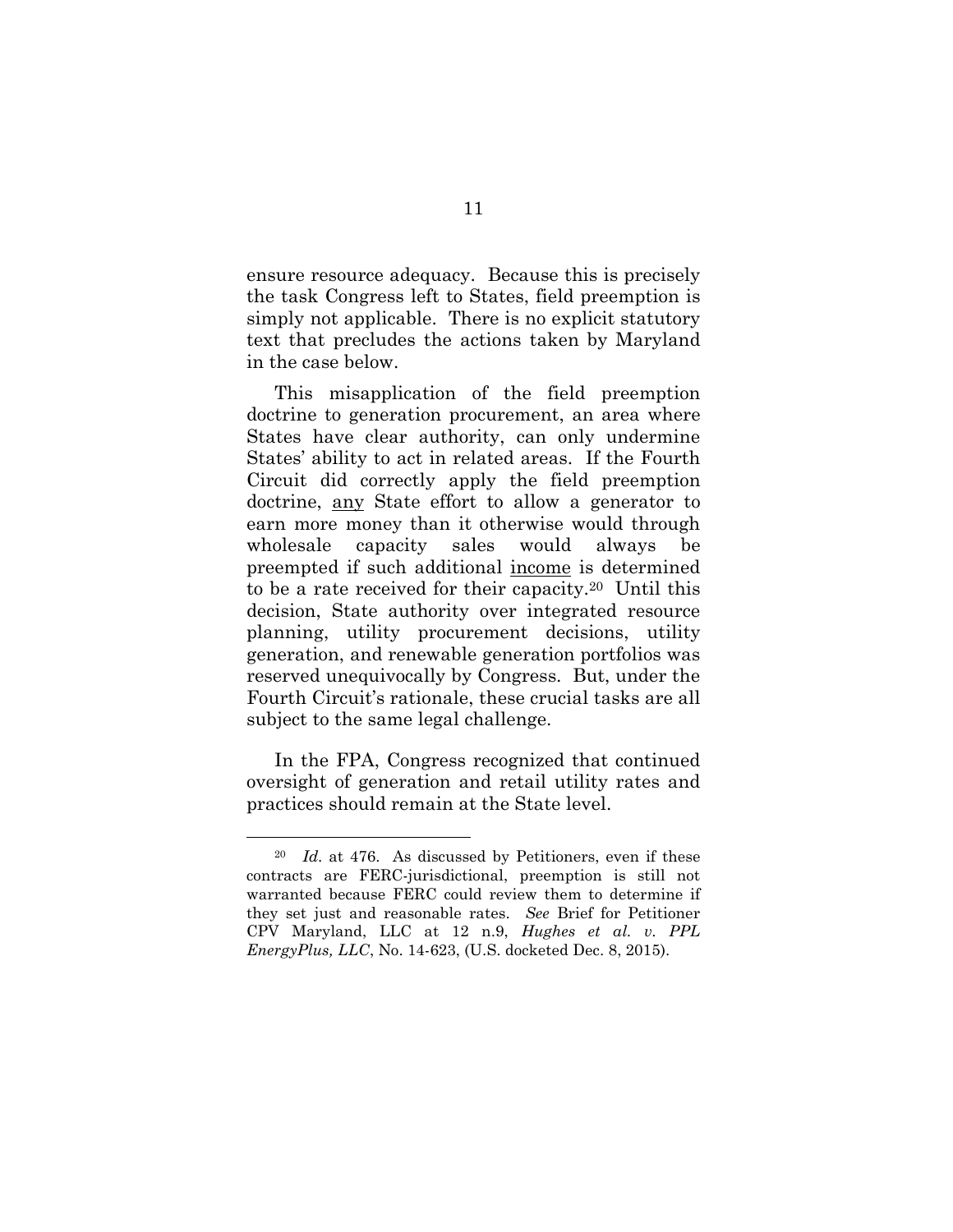ensure resource adequacy. Because this is precisely the task Congress left to States, field preemption is simply not applicable. There is no explicit statutory text that precludes the actions taken by Maryland in the case below.

This misapplication of the field preemption doctrine to generation procurement, an area where States have clear authority, can only undermine States' ability to act in related areas. If the Fourth Circuit did correctly apply the field preemption doctrine, <u>any</u> State effort to allow a generator to earn more money than it otherwise would through wholesale capacity sales would always be preempted if such additional <u>income</u> is determined to be a rate received for their capacity.[20] Until this decision, State authority over integrated resource planning, utility procurement decisions, utility generation, and renewable generation portfolios was reserved unequivocally by Congress. But, under the Fourth Circuit's rationale, these crucial tasks are all subject to the same legal challenge.

In the FPA, Congress recognized that continued oversight of generation and retail utility rates and practices should remain at the State level.

---

[20] *Id.* at 476. As discussed by Petitioners, even if these contracts are FERC-jurisdictional, preemption is still not warranted because FERC could review them to determine if they set just and reasonable rates. *See* Brief for Petitioner CPV Maryland, LLC at 12 n.9, *Hughes et al. v. PPL EnergyPlus, LLC*, No. 14-623, (U.S. docketed Dec. 8, 2015).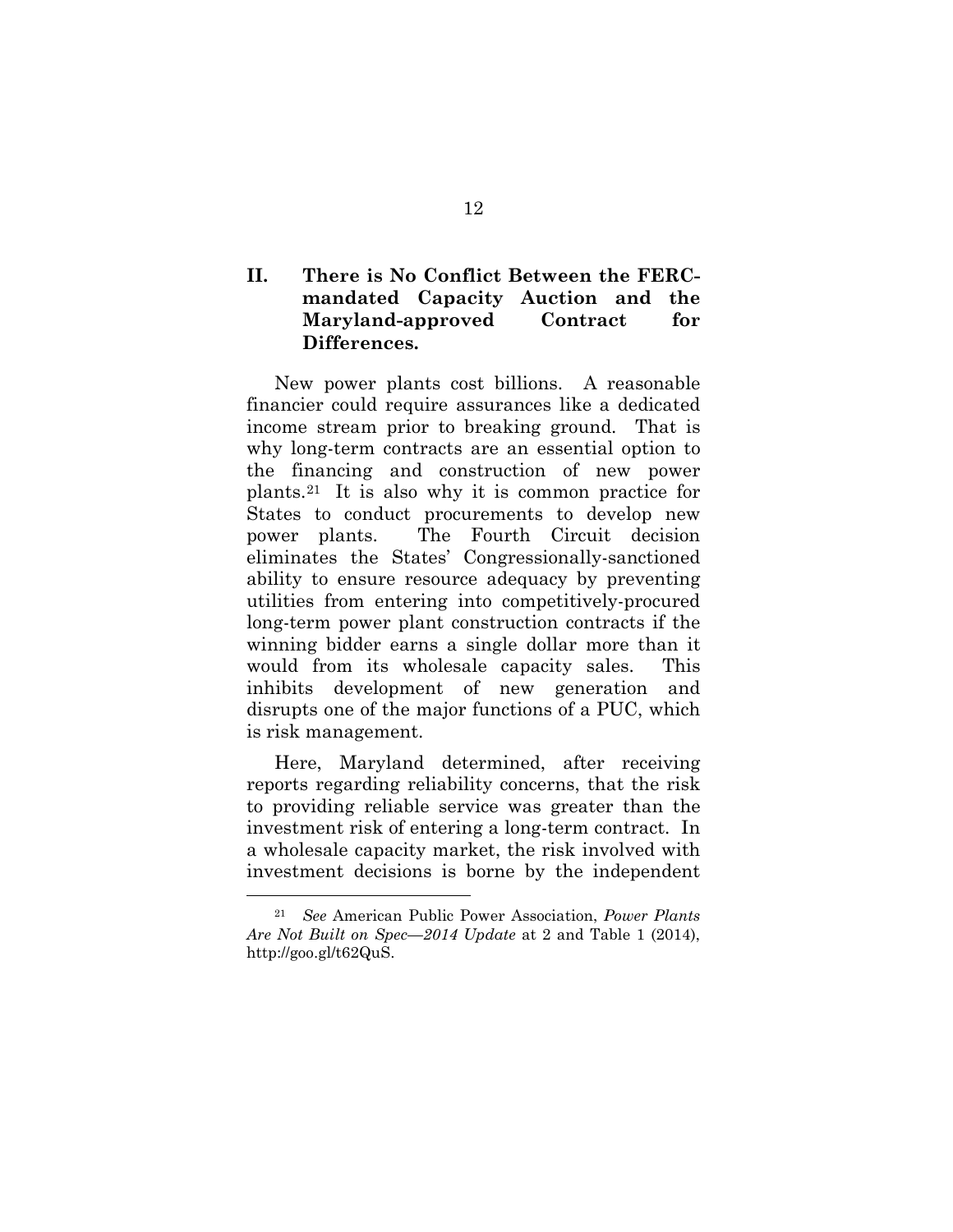## II. There is No Conflict Between the FERC-mandated Capacity Auction and the Maryland-approved Contract for Differences.

New power plants cost billions. A reasonable financier could require assurances like a dedicated income stream prior to breaking ground. That is why long-term contracts are an essential option to the financing and construction of new power plants.[21] It is also why it is common practice for States to conduct procurements to develop new power plants. The Fourth Circuit decision eliminates the States' Congressionally-sanctioned ability to ensure resource adequacy by preventing utilities from entering into competitively-procured long-term power plant construction contracts if the winning bidder earns a single dollar more than it would from its wholesale capacity sales. This inhibits development of new generation and disrupts one of the major functions of a PUC, which is risk management.

Here, Maryland determined, after receiving reports regarding reliability concerns, that the risk to providing reliable service was greater than the investment risk of entering a long-term contract. In a wholesale capacity market, the risk involved with investment decisions is borne by the independent

---

[21] *See* American Public Power Association, *Power Plants Are Not Built on Spec—2014 Update* at 2 and Table 1 (2014), http://goo.gl/t62QuS.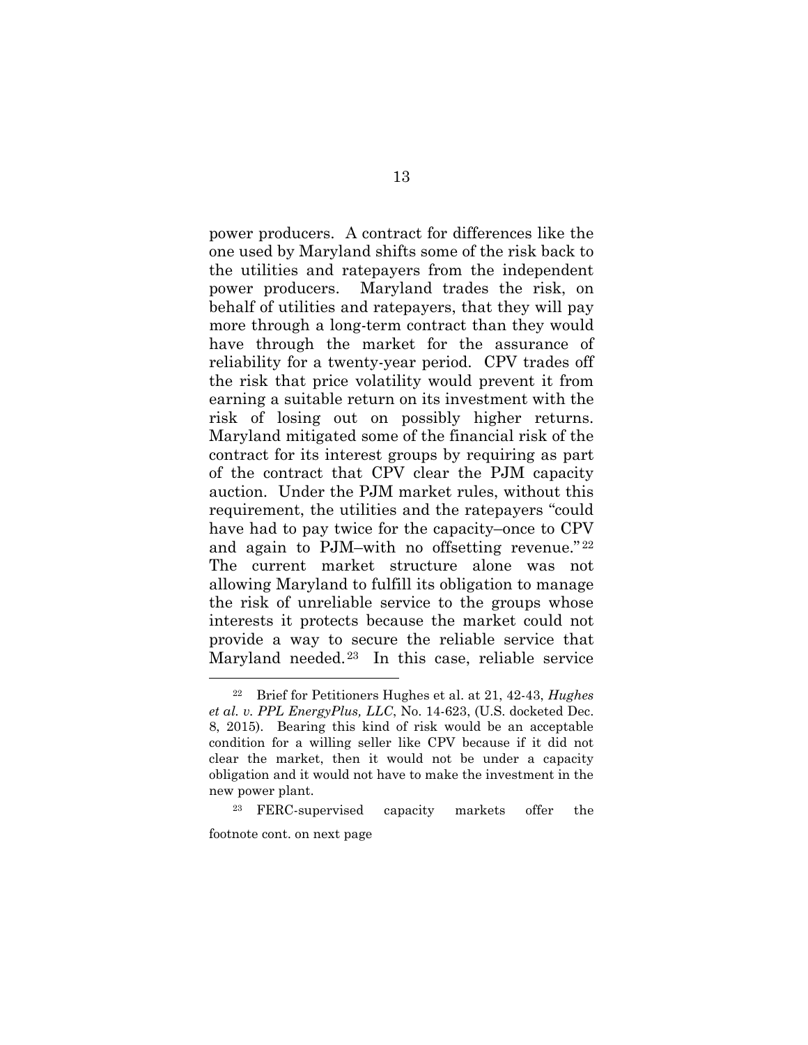power producers. A contract for differences like the one used by Maryland shifts some of the risk back to the utilities and ratepayers from the independent power producers. Maryland trades the risk, on behalf of utilities and ratepayers, that they will pay more through a long-term contract than they would have through the market for the assurance of reliability for a twenty-year period. CPV trades off the risk that price volatility would prevent it from earning a suitable return on its investment with the risk of losing out on possibly higher returns. Maryland mitigated some of the financial risk of the contract for its interest groups by requiring as part of the contract that CPV clear the PJM capacity auction. Under the PJM market rules, without this requirement, the utilities and the ratepayers "could have had to pay twice for the capacity–once to CPV and again to PJM–with no offsetting revenue."[22] The current market structure alone was not allowing Maryland to fulfill its obligation to manage the risk of unreliable service to the groups whose interests it protects because the market could not provide a way to secure the reliable service that Maryland needed.[23] In this case, reliable service

---

[22] Brief for Petitioners Hughes et al. at 21, 42-43, *Hughes et al. v. PPL EnergyPlus, LLC*, No. 14-623, (U.S. docketed Dec. 8, 2015). Bearing this kind of risk would be an acceptable condition for a willing seller like CPV because if it did not clear the market, then it would not be under a capacity obligation and it would not have to make the investment in the new power plant.

[23] FERC-supervised capacity markets offer the

footnote cont. on next page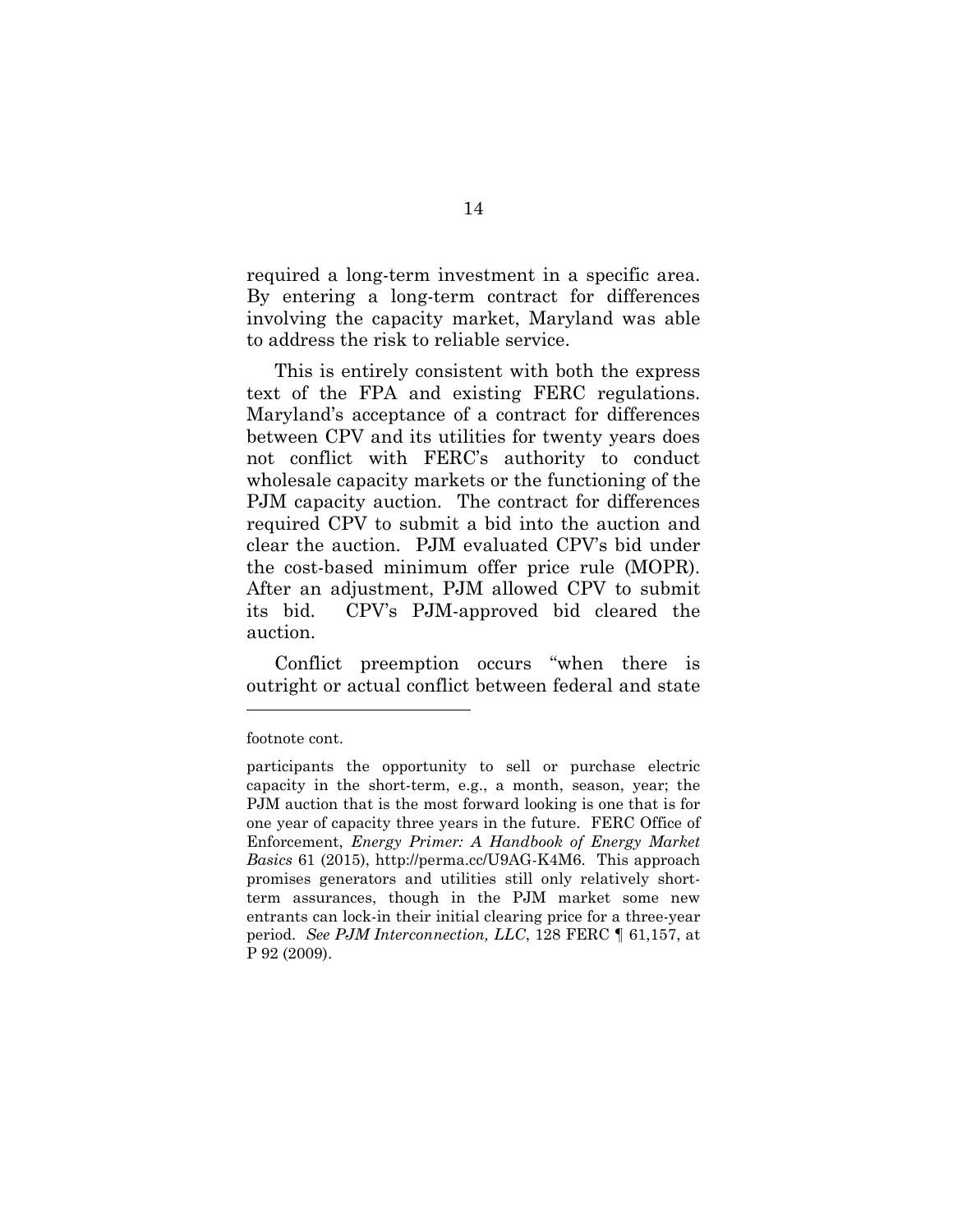required a long-term investment in a specific area. By entering a long-term contract for differences involving the capacity market, Maryland was able to address the risk to reliable service.

This is entirely consistent with both the express text of the FPA and existing FERC regulations. Maryland's acceptance of a contract for differences between CPV and its utilities for twenty years does not conflict with FERC's authority to conduct wholesale capacity markets or the functioning of the PJM capacity auction. The contract for differences required CPV to submit a bid into the auction and clear the auction. PJM evaluated CPV's bid under the cost-based minimum offer price rule (MOPR). After an adjustment, PJM allowed CPV to submit its bid. CPV's PJM-approved bid cleared the auction.

Conflict preemption occurs "when there is outright or actual conflict between federal and state

---

footnote cont.

participants the opportunity to sell or purchase electric capacity in the short-term, e.g., a month, season, year; the PJM auction that is the most forward looking is one that is for one year of capacity three years in the future. FERC Office of Enforcement, *Energy Primer: A Handbook of Energy Market Basics* 61 (2015), http://perma.cc/U9AG-K4M6. This approach promises generators and utilities still only relatively short-term assurances, though in the PJM market some new entrants can lock-in their initial clearing price for a three-year period. *See PJM Interconnection, LLC*, 128 FERC ¶ 61,157, at P 92 (2009).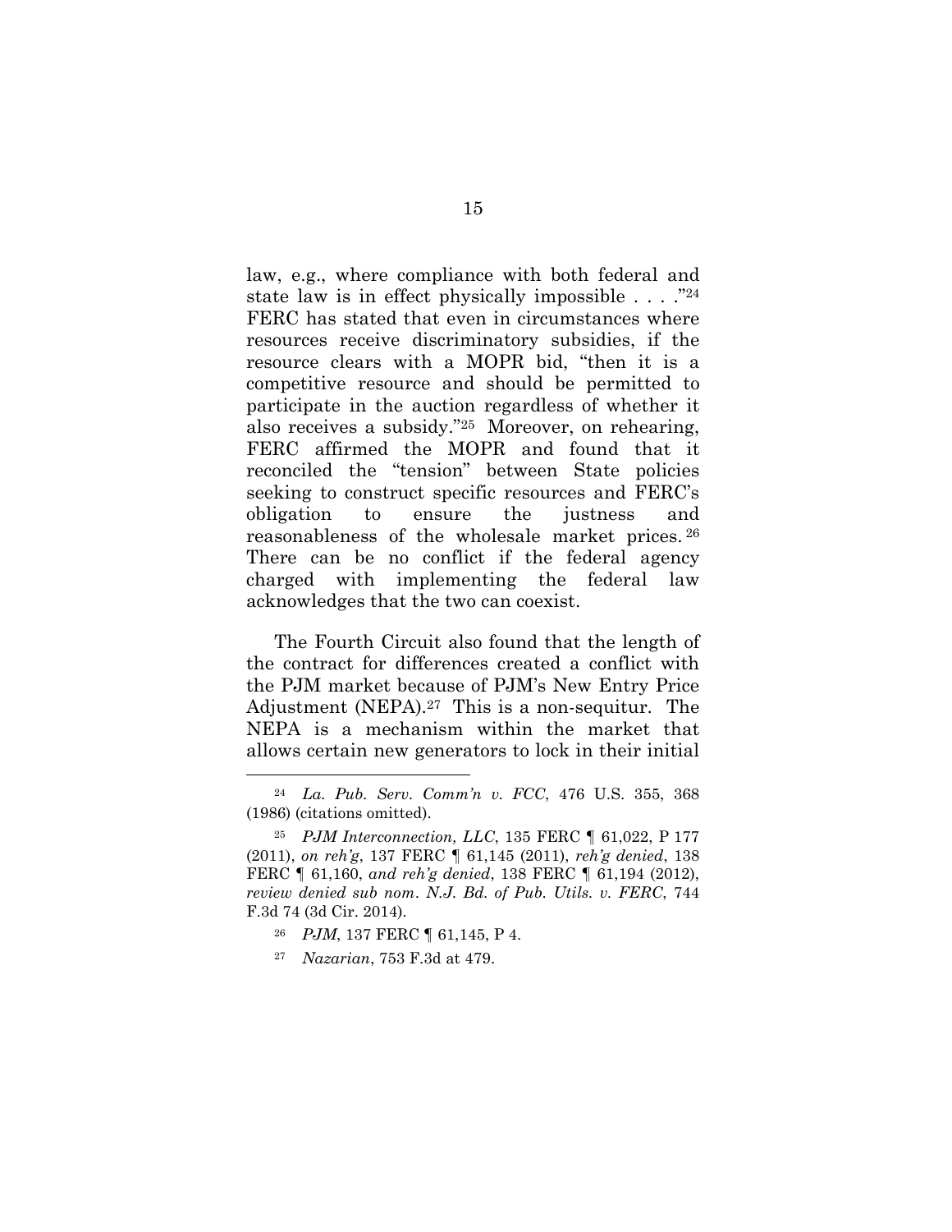law, e.g., where compliance with both federal and state law is in effect physically impossible . . . ."[24] FERC has stated that even in circumstances where resources receive discriminatory subsidies, if the resource clears with a MOPR bid, "then it is a competitive resource and should be permitted to participate in the auction regardless of whether it also receives a subsidy."[25] Moreover, on rehearing, FERC affirmed the MOPR and found that it reconciled the "tension" between State policies seeking to construct specific resources and FERC's obligation to ensure the justness and reasonableness of the wholesale market prices.[26] There can be no conflict if the federal agency charged with implementing the federal law acknowledges that the two can coexist.

The Fourth Circuit also found that the length of the contract for differences created a conflict with the PJM market because of PJM's New Entry Price Adjustment (NEPA).[27] This is a non-sequitur. The NEPA is a mechanism within the market that allows certain new generators to lock in their initial

---

[24] *La. Pub. Serv. Comm'n v. FCC*, 476 U.S. 355, 368 (1986) (citations omitted).

[25] *PJM Interconnection, LLC*, 135 FERC ¶ 61,022, P 177 (2011), *on reh'g*, 137 FERC ¶ 61,145 (2011), *reh'g denied*, 138 FERC ¶ 61,160, *and reh'g denied*, 138 FERC ¶ 61,194 (2012), *review denied sub nom*. *N.J. Bd. of Pub. Utils. v. FERC*, 744 F.3d 74 (3d Cir. 2014).

[26] *PJM*, 137 FERC ¶ 61,145, P 4.

[27] *Nazarian*, 753 F.3d at 479.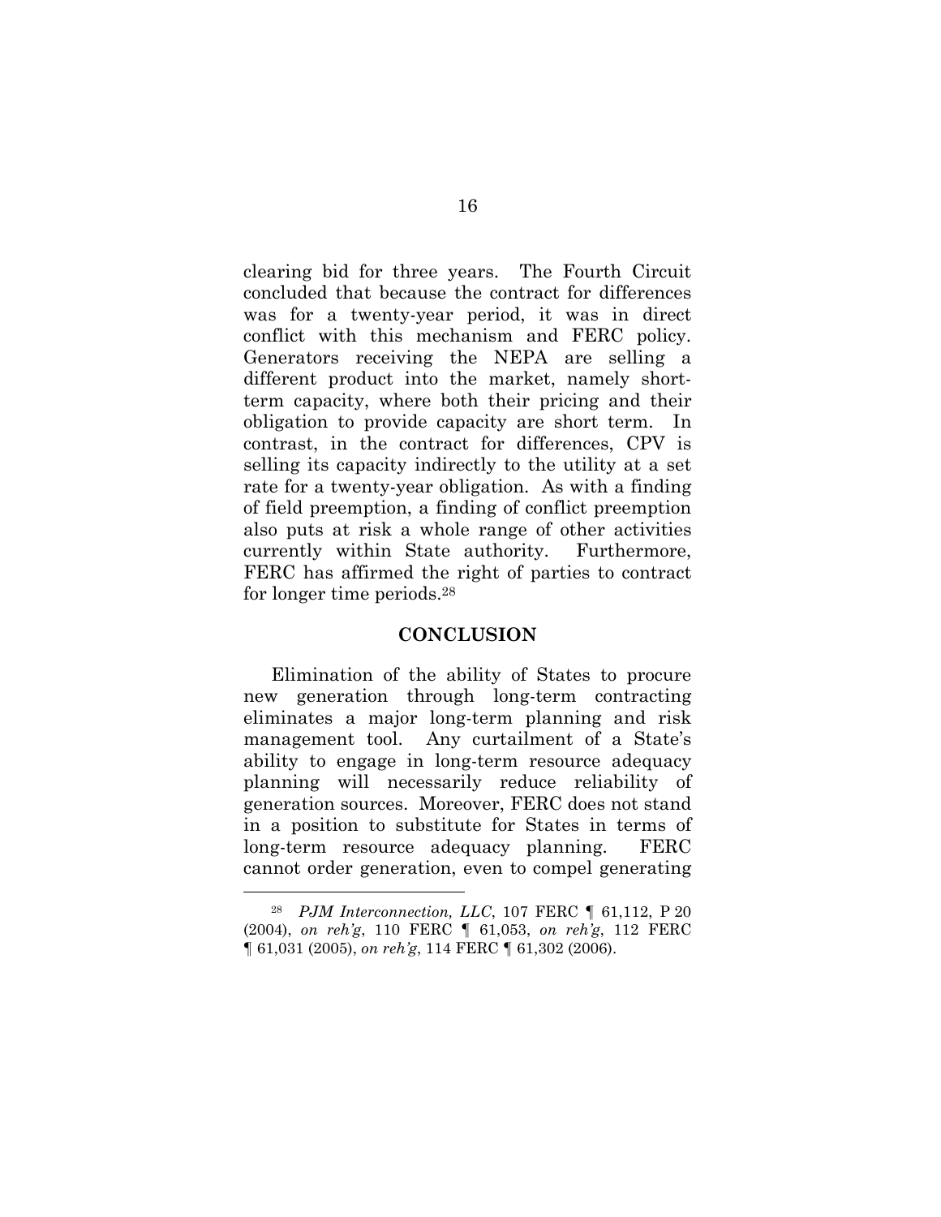clearing bid for three years. The Fourth Circuit concluded that because the contract for differences was for a twenty-year period, it was in direct conflict with this mechanism and FERC policy. Generators receiving the NEPA are selling a different product into the market, namely short-term capacity, where both their pricing and their obligation to provide capacity are short term. In contrast, in the contract for differences, CPV is selling its capacity indirectly to the utility at a set rate for a twenty-year obligation. As with a finding of field preemption, a finding of conflict preemption also puts at risk a whole range of other activities currently within State authority. Furthermore, FERC has affirmed the right of parties to contract for longer time periods.[28]

## CONCLUSION

Elimination of the ability of States to procure new generation through long-term contracting eliminates a major long-term planning and risk management tool. Any curtailment of a State's ability to engage in long-term resource adequacy planning will necessarily reduce reliability of generation sources. Moreover, FERC does not stand in a position to substitute for States in terms of long-term resource adequacy planning. FERC cannot order generation, even to compel generating

---

[28] *PJM Interconnection, LLC*, 107 FERC ¶ 61,112, P 20 (2004), *on reh'g*, 110 FERC ¶ 61,053, *on reh'g*, 112 FERC ¶ 61,031 (2005), *on reh'g*, 114 FERC ¶ 61,302 (2006).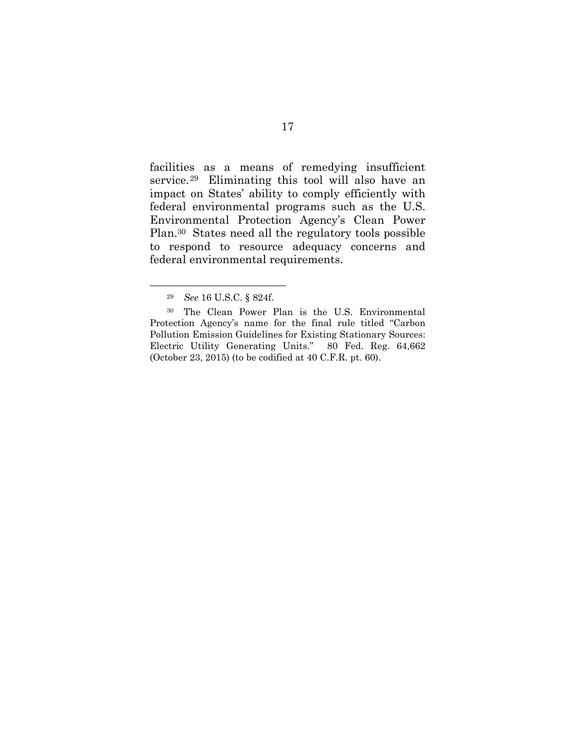facilities as a means of remedying insufficient service.[29] Eliminating this tool will also have an impact on States' ability to comply efficiently with federal environmental programs such as the U.S. Environmental Protection Agency's Clean Power Plan.[30] States need all the regulatory tools possible to respond to resource adequacy concerns and federal environmental requirements.

---

[29] *See* 16 U.S.C. § 824f.

[30] The Clean Power Plan is the U.S. Environmental Protection Agency's name for the final rule titled "Carbon Pollution Emission Guidelines for Existing Stationary Sources: Electric Utility Generating Units." 80 Fed. Reg. 64,662 (October 23, 2015) (to be codified at 40 C.F.R. pt. 60).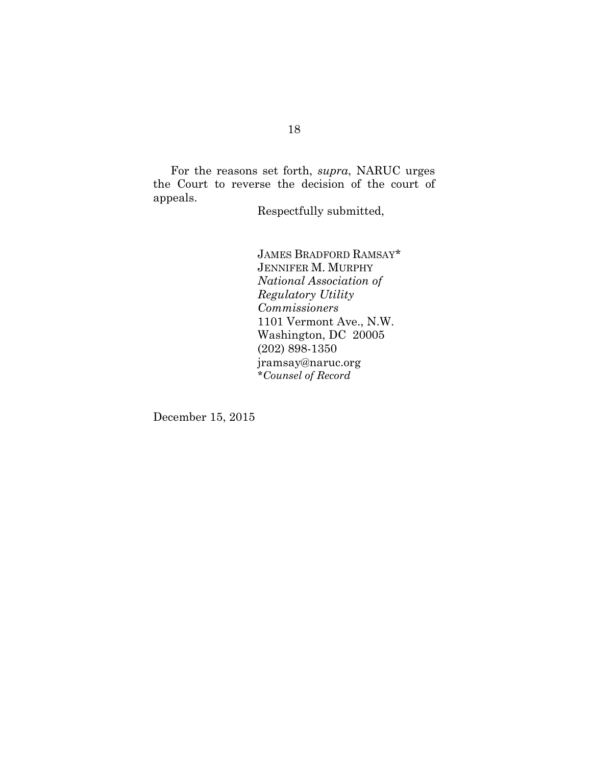For the reasons set forth, *supra*, NARUC urges the Court to reverse the decision of the court of appeals.

Respectfully submitted,

JAMES BRADFORD RAMSAY*
JENNIFER M. MURPHY
*National Association of Regulatory Utility Commissioners*
1101 Vermont Ave., N.W.
Washington, DC 20005
(202) 898-1350
jramsay@naruc.org
**Counsel of Record*

December 15, 2015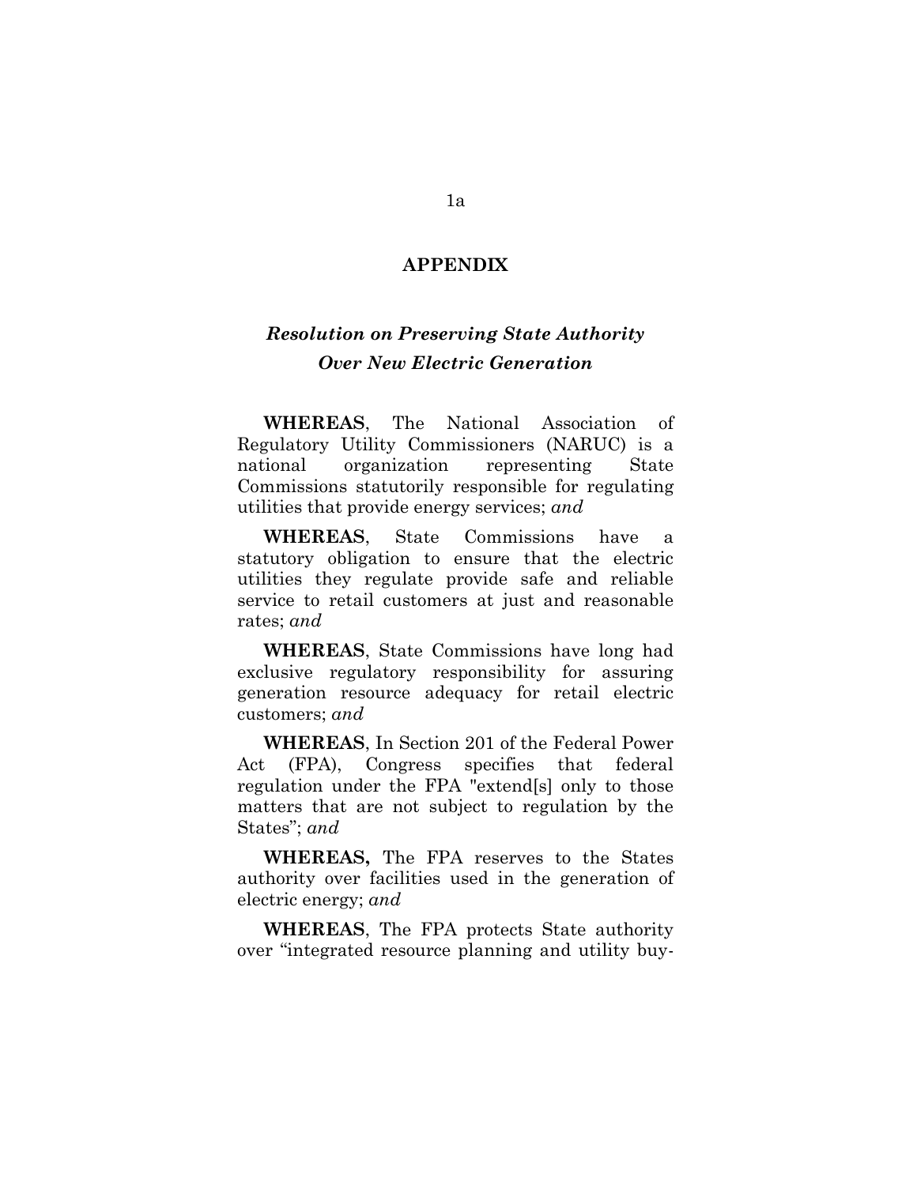# APPENDIX

## *Resolution on Preserving State Authority Over New Electric Generation*

**WHEREAS**, The National Association of Regulatory Utility Commissioners (NARUC) is a national organization representing State Commissions statutorily responsible for regulating utilities that provide energy services; *and*

**WHEREAS**, State Commissions have a statutory obligation to ensure that the electric utilities they regulate provide safe and reliable service to retail customers at just and reasonable rates; *and*

**WHEREAS**, State Commissions have long had exclusive regulatory responsibility for assuring generation resource adequacy for retail electric customers; *and*

**WHEREAS**, In Section 201 of the Federal Power Act (FPA), Congress specifies that federal regulation under the FPA "extend[s] only to those matters that are not subject to regulation by the States"; *and*

**WHEREAS,** The FPA reserves to the States authority over facilities used in the generation of electric energy; *and*

**WHEREAS**, The FPA protects State authority over "integrated resource planning and utility buy-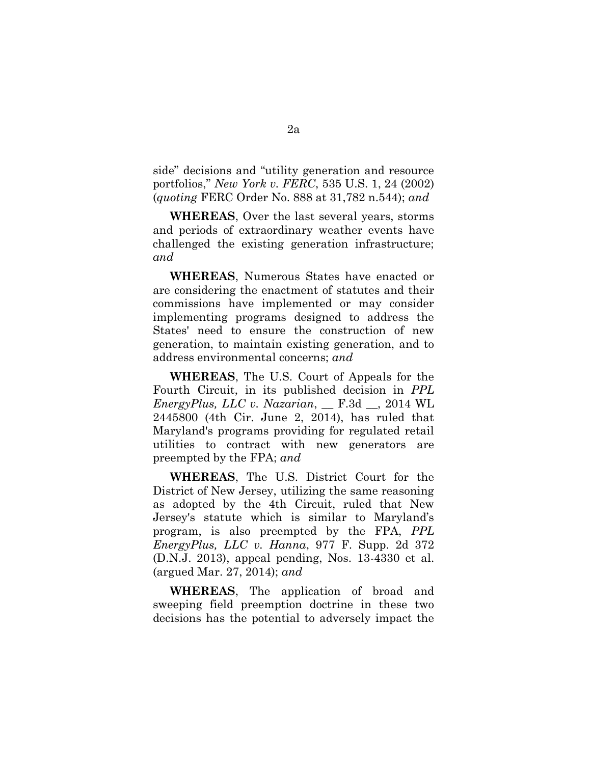side" decisions and "utility generation and resource portfolios," *New York v. FERC*, 535 U.S. 1, 24 (2002) (*quoting* FERC Order No. 888 at 31,782 n.544); *and*

**WHEREAS**, Over the last several years, storms and periods of extraordinary weather events have challenged the existing generation infrastructure; *and*

**WHEREAS**, Numerous States have enacted or are considering the enactment of statutes and their commissions have implemented or may consider implementing programs designed to address the States' need to ensure the construction of new generation, to maintain existing generation, and to address environmental concerns; *and*

**WHEREAS**, The U.S. Court of Appeals for the Fourth Circuit, in its published decision in *PPL EnergyPlus, LLC v. Nazarian*, __ F.3d __, 2014 WL 2445800 (4th Cir. June 2, 2014), has ruled that Maryland's programs providing for regulated retail utilities to contract with new generators are preempted by the FPA; *and*

**WHEREAS**, The U.S. District Court for the District of New Jersey, utilizing the same reasoning as adopted by the 4th Circuit, ruled that New Jersey's statute which is similar to Maryland's program, is also preempted by the FPA, *PPL EnergyPlus, LLC v. Hanna*, 977 F. Supp. 2d 372 (D.N.J. 2013), appeal pending, Nos. 13-4330 et al. (argued Mar. 27, 2014); *and*

**WHEREAS**, The application of broad and sweeping field preemption doctrine in these two decisions has the potential to adversely impact the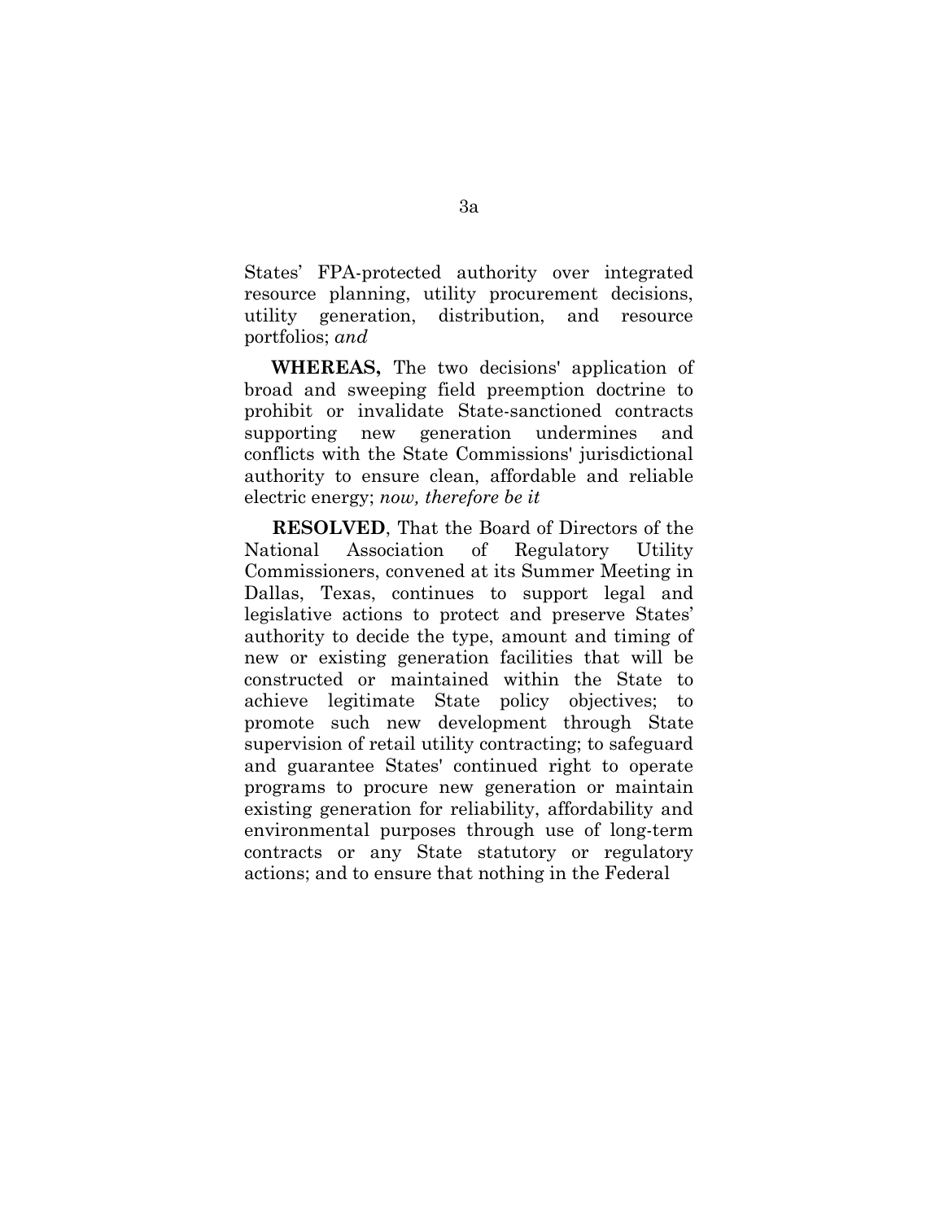States' FPA-protected authority over integrated resource planning, utility procurement decisions, utility generation, distribution, and resource portfolios; *and*

**WHEREAS,** The two decisions' application of broad and sweeping field preemption doctrine to prohibit or invalidate State-sanctioned contracts supporting new generation undermines and conflicts with the State Commissions' jurisdictional authority to ensure clean, affordable and reliable electric energy; *now, therefore be it*

**RESOLVED**, That the Board of Directors of the National Association of Regulatory Utility Commissioners, convened at its Summer Meeting in Dallas, Texas, continues to support legal and legislative actions to protect and preserve States' authority to decide the type, amount and timing of new or existing generation facilities that will be constructed or maintained within the State to achieve legitimate State policy objectives; to promote such new development through State supervision of retail utility contracting; to safeguard and guarantee States' continued right to operate programs to procure new generation or maintain existing generation for reliability, affordability and environmental purposes through use of long-term contracts or any State statutory or regulatory actions; and to ensure that nothing in the Federal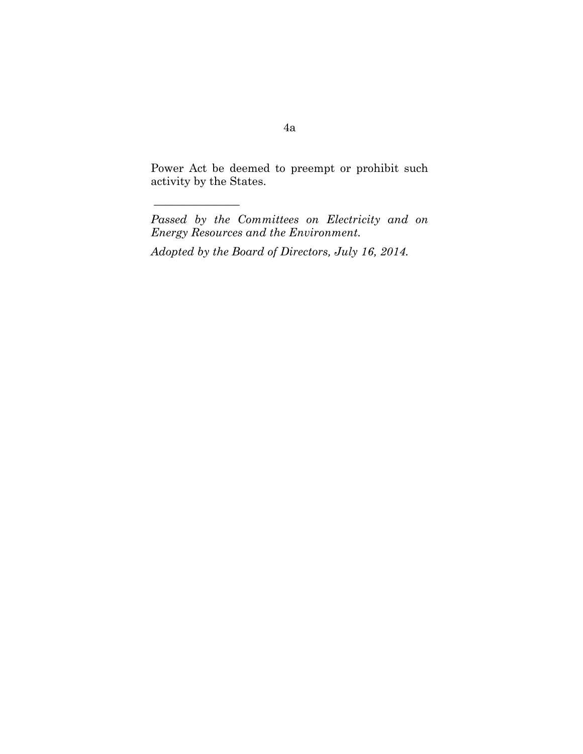Power Act be deemed to preempt or prohibit such activity by the States.

---

*Passed by the Committees on Electricity and on Energy Resources and the Environment.*

*Adopted by the Board of Directors, July 16, 2014.*